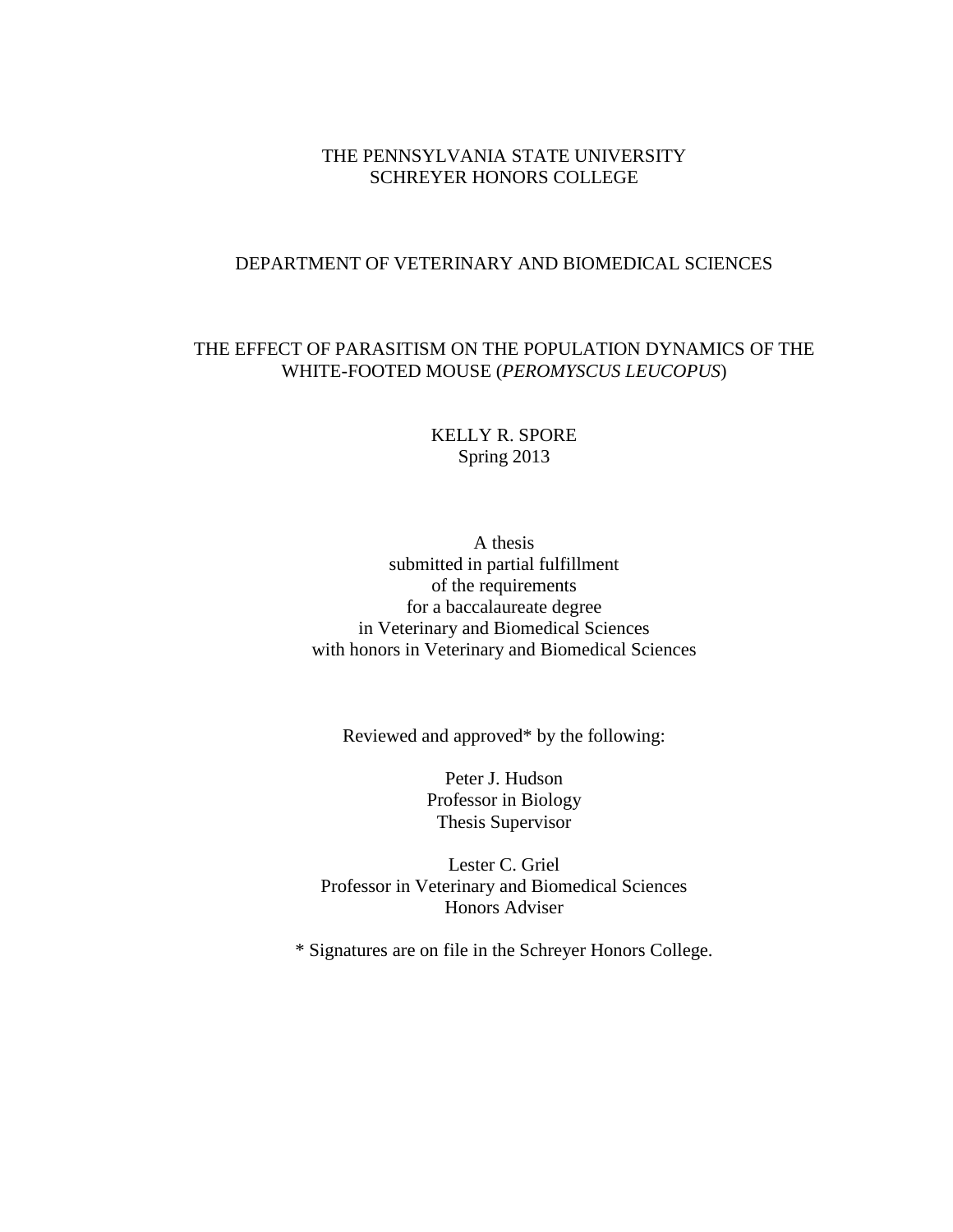THE PENNSYLVANIA STATE UNIVERSITY
SCHREYER HONORS COLLEGE

DEPARTMENT OF VETERINARY AND BIOMEDICAL SCIENCES

# THE EFFECT OF PARASITISM ON THE POPULATION DYNAMICS OF THE WHITE-FOOTED MOUSE (*PEROMYSCUS LEUCOPUS*)

KELLY R. SPORE
Spring 2013

A thesis
submitted in partial fulfillment
of the requirements
for a baccalaureate degree
in Veterinary and Biomedical Sciences
with honors in Veterinary and Biomedical Sciences

Reviewed and approved* by the following:

Peter J. Hudson
Professor in Biology
Thesis Supervisor

Lester C. Griel
Professor in Veterinary and Biomedical Sciences
Honors Adviser

* Signatures are on file in the Schreyer Honors College.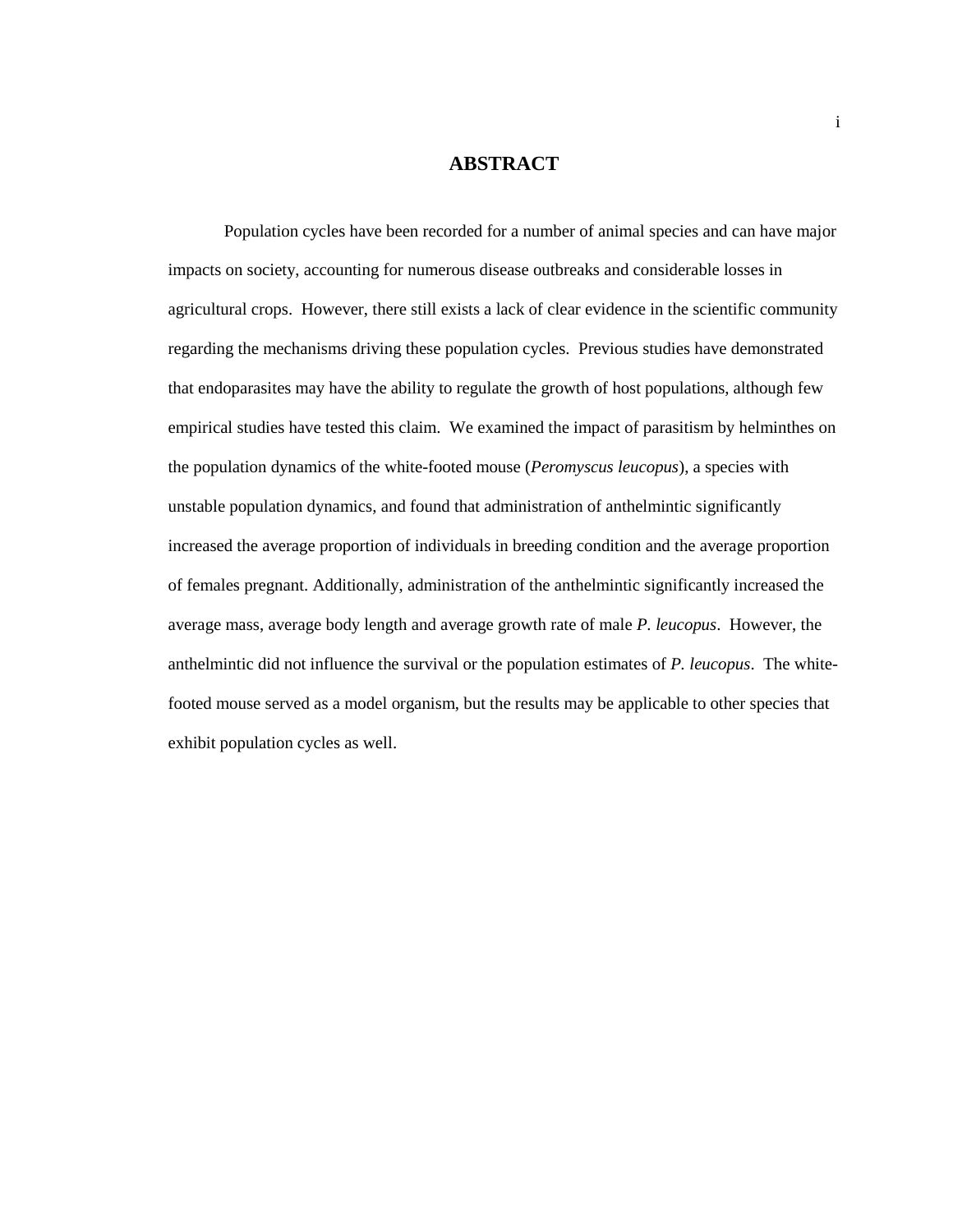# ABSTRACT

Population cycles have been recorded for a number of animal species and can have major impacts on society, accounting for numerous disease outbreaks and considerable losses in agricultural crops. However, there still exists a lack of clear evidence in the scientific community regarding the mechanisms driving these population cycles. Previous studies have demonstrated that endoparasites may have the ability to regulate the growth of host populations, although few empirical studies have tested this claim. We examined the impact of parasitism by helminthes on the population dynamics of the white-footed mouse (*Peromyscus leucopus*), a species with unstable population dynamics, and found that administration of anthelmintic significantly increased the average proportion of individuals in breeding condition and the average proportion of females pregnant. Additionally, administration of the anthelmintic significantly increased the average mass, average body length and average growth rate of male *P. leucopus*. However, the anthelmintic did not influence the survival or the population estimates of *P. leucopus*. The white-footed mouse served as a model organism, but the results may be applicable to other species that exhibit population cycles as well.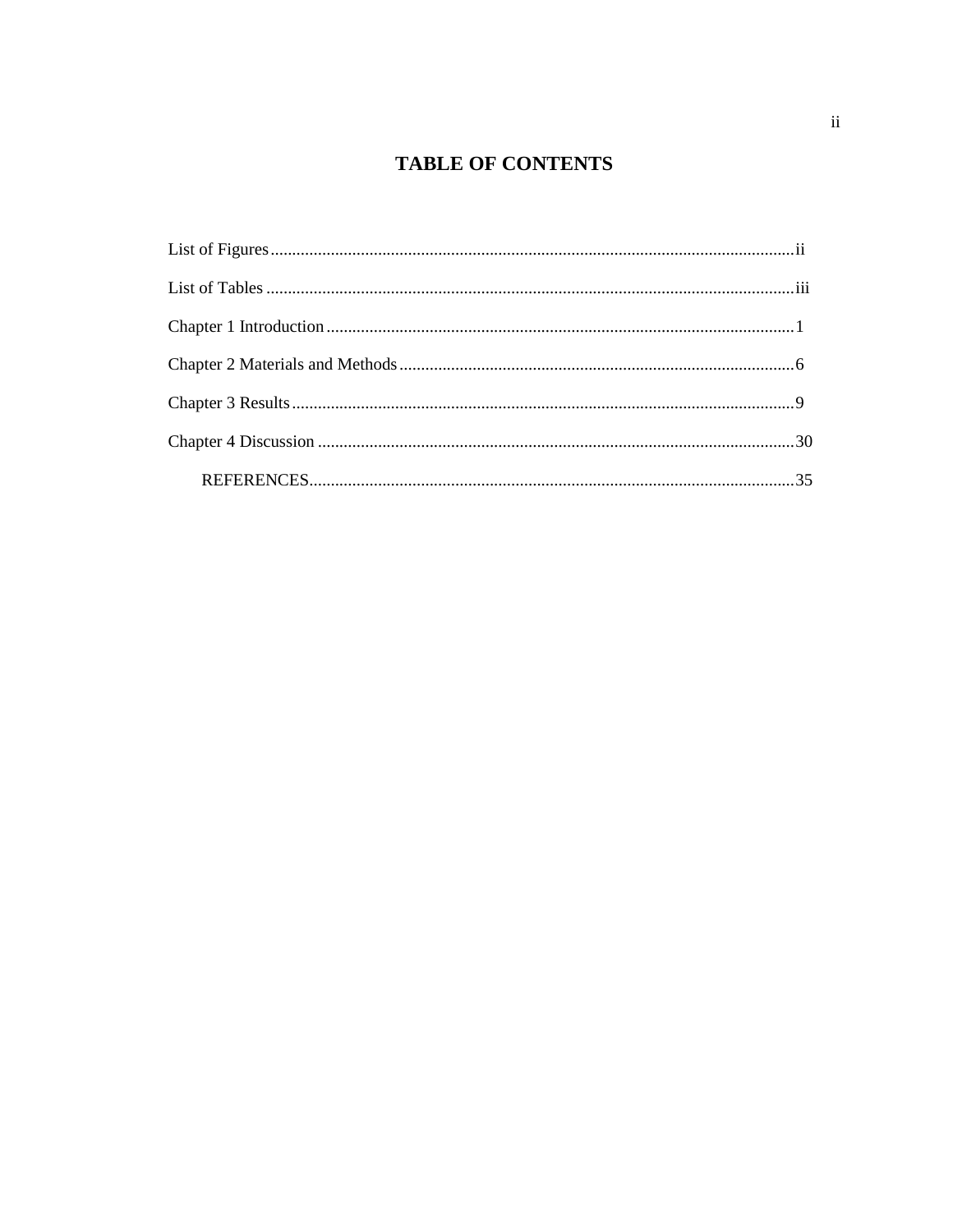# TABLE OF CONTENTS

List of Figures..........ii

List of Tables..........iii

Chapter 1 Introduction..........1

Chapter 2 Materials and Methods..........6

Chapter 3 Results..........9

Chapter 4 Discussion..........30

REFERENCES..........35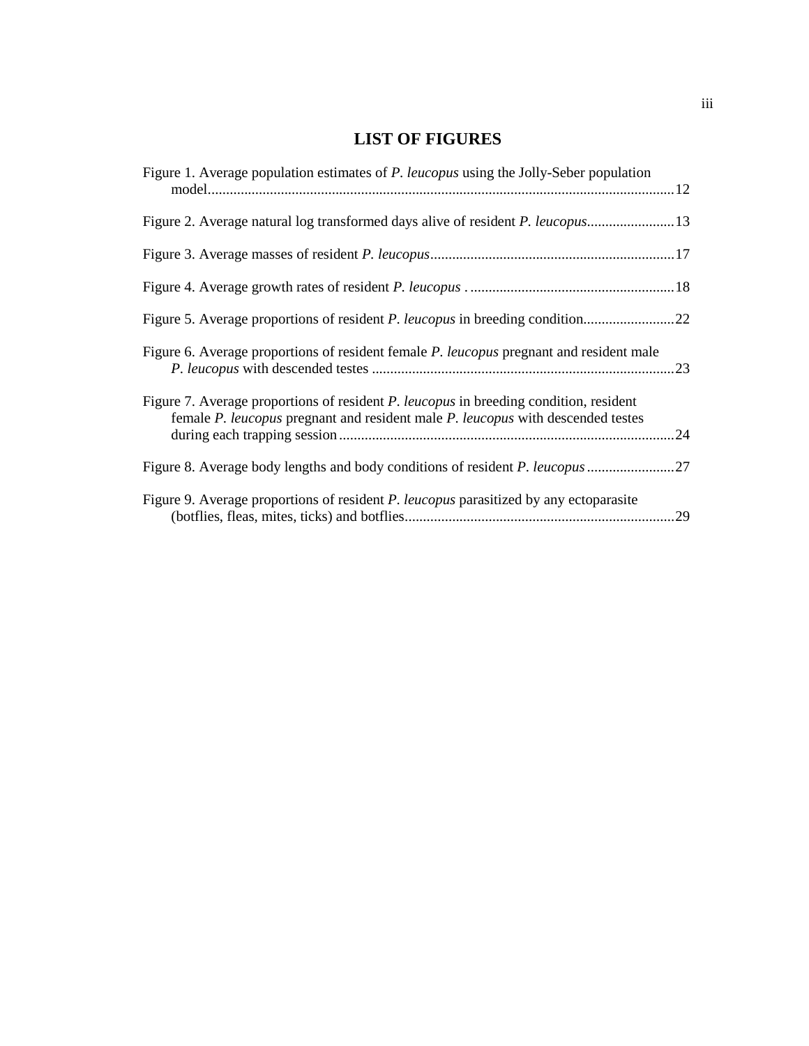# LIST OF FIGURES

Figure 1. Average population estimates of *P. leucopus* using the Jolly-Seber population model ........ 12

Figure 2. Average natural log transformed days alive of resident *P. leucopus* ........ 13

Figure 3. Average masses of resident *P. leucopus* ........ 17

Figure 4. Average growth rates of resident *P. leucopus* . ........ 18

Figure 5. Average proportions of resident *P. leucopus* in breeding condition ........ 22

Figure 6. Average proportions of resident female *P. leucopus* pregnant and resident male *P. leucopus* with descended testes ........ 23

Figure 7. Average proportions of resident *P. leucopus* in breeding condition, resident female *P. leucopus* pregnant and resident male *P. leucopus* with descended testes during each trapping session ........ 24

Figure 8. Average body lengths and body conditions of resident *P. leucopus* ........ 27

Figure 9. Average proportions of resident *P. leucopus* parasitized by any ectoparasite (botflies, fleas, mites, ticks) and botflies ........ 29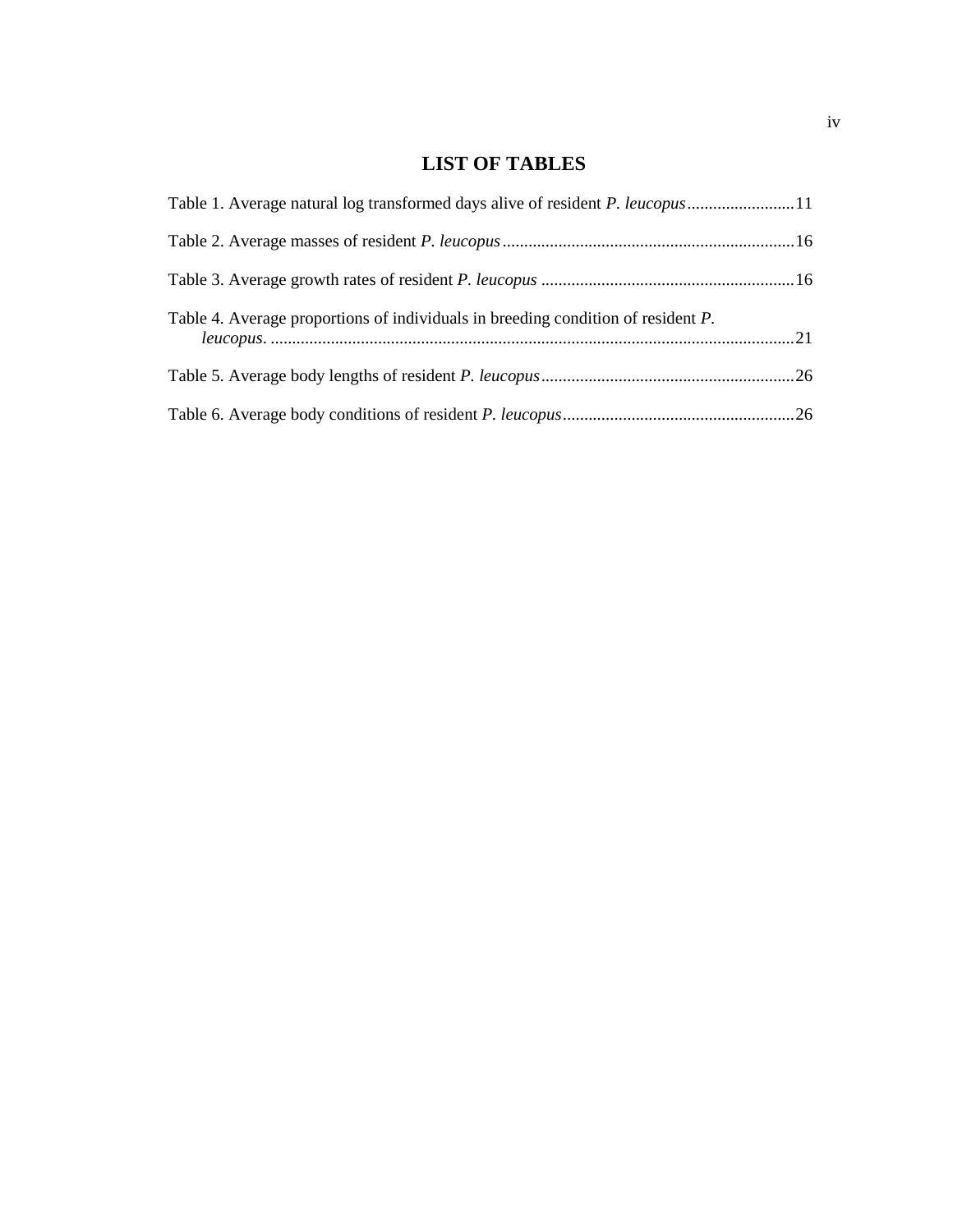# LIST OF TABLES

Table 1. Average natural log transformed days alive of resident *P. leucopus* .........................11

Table 2. Average masses of resident *P. leucopus* .....................................................................16

Table 3. Average growth rates of resident *P. leucopus* ...........................................................16

Table 4. Average proportions of individuals in breeding condition of resident *P. leucopus*. ..........................................................................................................................21

Table 5. Average body lengths of resident *P. leucopus* ...........................................................26

Table 6. Average body conditions of resident *P. leucopus* ......................................................26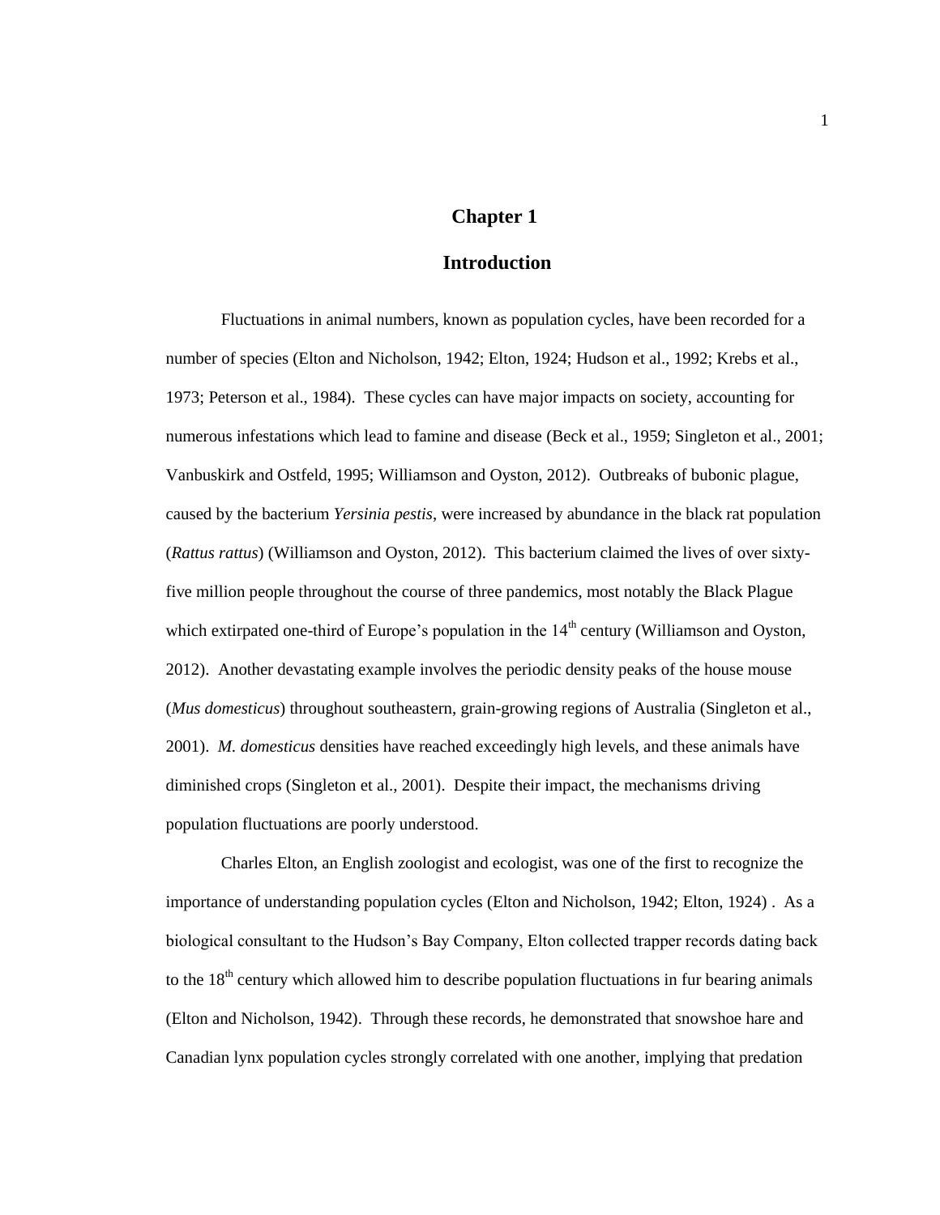# Chapter 1

## Introduction

Fluctuations in animal numbers, known as population cycles, have been recorded for a number of species (Elton and Nicholson, 1942; Elton, 1924; Hudson et al., 1992; Krebs et al., 1973; Peterson et al., 1984). These cycles can have major impacts on society, accounting for numerous infestations which lead to famine and disease (Beck et al., 1959; Singleton et al., 2001; Vanbuskirk and Ostfeld, 1995; Williamson and Oyston, 2012). Outbreaks of bubonic plague, caused by the bacterium *Yersinia pestis*, were increased by abundance in the black rat population (*Rattus rattus*) (Williamson and Oyston, 2012). This bacterium claimed the lives of over sixty-five million people throughout the course of three pandemics, most notably the Black Plague which extirpated one-third of Europe's population in the 14th century (Williamson and Oyston, 2012). Another devastating example involves the periodic density peaks of the house mouse (*Mus domesticus*) throughout southeastern, grain-growing regions of Australia (Singleton et al., 2001). *M. domesticus* densities have reached exceedingly high levels, and these animals have diminished crops (Singleton et al., 2001). Despite their impact, the mechanisms driving population fluctuations are poorly understood.

Charles Elton, an English zoologist and ecologist, was one of the first to recognize the importance of understanding population cycles (Elton and Nicholson, 1942; Elton, 1924) . As a biological consultant to the Hudson's Bay Company, Elton collected trapper records dating back to the 18th century which allowed him to describe population fluctuations in fur bearing animals (Elton and Nicholson, 1942). Through these records, he demonstrated that snowshoe hare and Canadian lynx population cycles strongly correlated with one another, implying that predation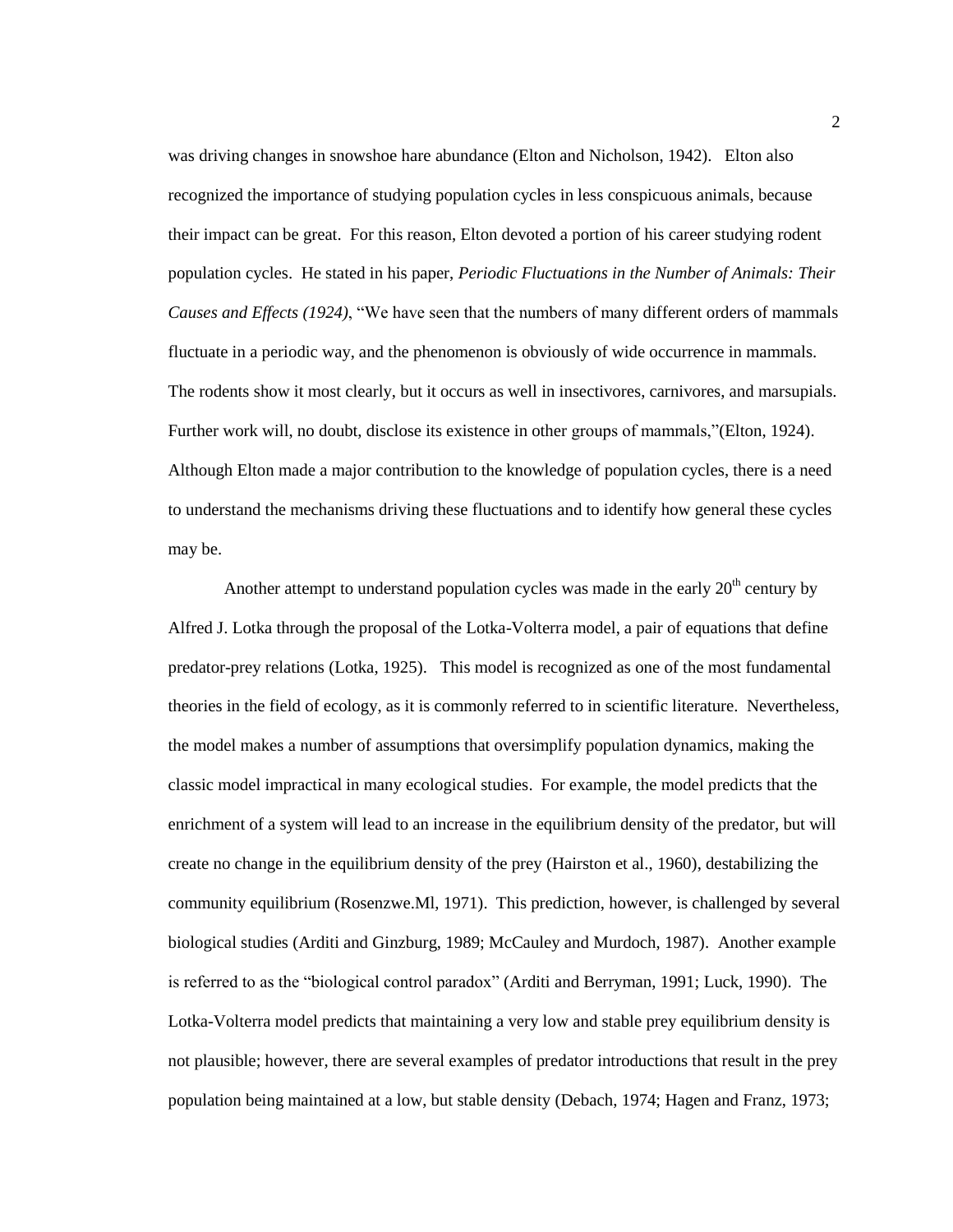was driving changes in snowshoe hare abundance (Elton and Nicholson, 1942). Elton also recognized the importance of studying population cycles in less conspicuous animals, because their impact can be great. For this reason, Elton devoted a portion of his career studying rodent population cycles. He stated in his paper, *Periodic Fluctuations in the Number of Animals: Their Causes and Effects (1924)*, "We have seen that the numbers of many different orders of mammals fluctuate in a periodic way, and the phenomenon is obviously of wide occurrence in mammals. The rodents show it most clearly, but it occurs as well in insectivores, carnivores, and marsupials. Further work will, no doubt, disclose its existence in other groups of mammals,"(Elton, 1924). Although Elton made a major contribution to the knowledge of population cycles, there is a need to understand the mechanisms driving these fluctuations and to identify how general these cycles may be.

Another attempt to understand population cycles was made in the early 20$^{th}$ century by Alfred J. Lotka through the proposal of the Lotka-Volterra model, a pair of equations that define predator-prey relations (Lotka, 1925). This model is recognized as one of the most fundamental theories in the field of ecology, as it is commonly referred to in scientific literature. Nevertheless, the model makes a number of assumptions that oversimplify population dynamics, making the classic model impractical in many ecological studies. For example, the model predicts that the enrichment of a system will lead to an increase in the equilibrium density of the predator, but will create no change in the equilibrium density of the prey (Hairston et al., 1960), destabilizing the community equilibrium (Rosenzwe.Ml, 1971). This prediction, however, is challenged by several biological studies (Arditi and Ginzburg, 1989; McCauley and Murdoch, 1987). Another example is referred to as the "biological control paradox" (Arditi and Berryman, 1991; Luck, 1990). The Lotka-Volterra model predicts that maintaining a very low and stable prey equilibrium density is not plausible; however, there are several examples of predator introductions that result in the prey population being maintained at a low, but stable density (Debach, 1974; Hagen and Franz, 1973;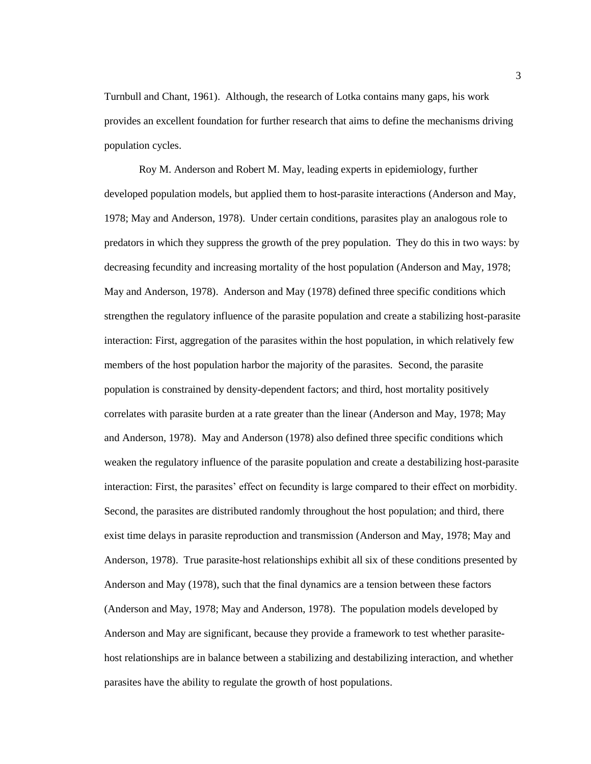Turnbull and Chant, 1961). Although, the research of Lotka contains many gaps, his work provides an excellent foundation for further research that aims to define the mechanisms driving population cycles.

Roy M. Anderson and Robert M. May, leading experts in epidemiology, further developed population models, but applied them to host-parasite interactions (Anderson and May, 1978; May and Anderson, 1978). Under certain conditions, parasites play an analogous role to predators in which they suppress the growth of the prey population. They do this in two ways: by decreasing fecundity and increasing mortality of the host population (Anderson and May, 1978; May and Anderson, 1978). Anderson and May (1978) defined three specific conditions which strengthen the regulatory influence of the parasite population and create a stabilizing host-parasite interaction: First, aggregation of the parasites within the host population, in which relatively few members of the host population harbor the majority of the parasites. Second, the parasite population is constrained by density-dependent factors; and third, host mortality positively correlates with parasite burden at a rate greater than the linear (Anderson and May, 1978; May and Anderson, 1978). May and Anderson (1978) also defined three specific conditions which weaken the regulatory influence of the parasite population and create a destabilizing host-parasite interaction: First, the parasites' effect on fecundity is large compared to their effect on morbidity. Second, the parasites are distributed randomly throughout the host population; and third, there exist time delays in parasite reproduction and transmission (Anderson and May, 1978; May and Anderson, 1978). True parasite-host relationships exhibit all six of these conditions presented by Anderson and May (1978), such that the final dynamics are a tension between these factors (Anderson and May, 1978; May and Anderson, 1978). The population models developed by Anderson and May are significant, because they provide a framework to test whether parasite-host relationships are in balance between a stabilizing and destabilizing interaction, and whether parasites have the ability to regulate the growth of host populations.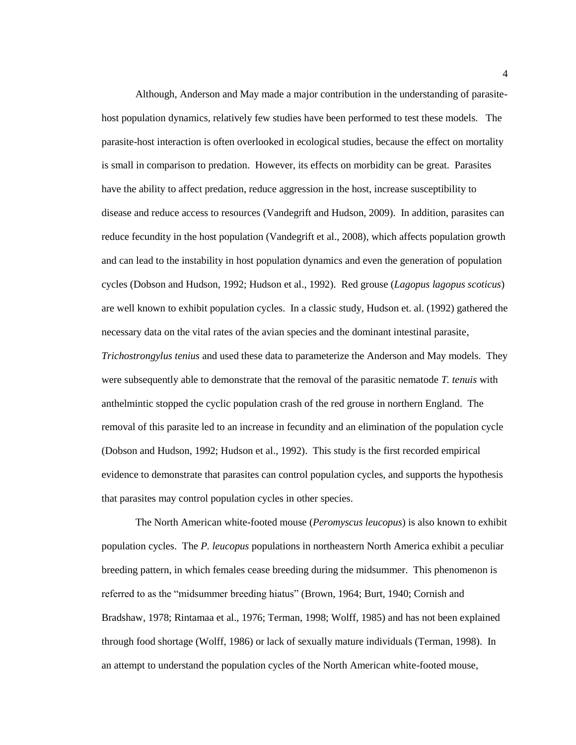Although, Anderson and May made a major contribution in the understanding of parasite-host population dynamics, relatively few studies have been performed to test these models. The parasite-host interaction is often overlooked in ecological studies, because the effect on mortality is small in comparison to predation. However, its effects on morbidity can be great. Parasites have the ability to affect predation, reduce aggression in the host, increase susceptibility to disease and reduce access to resources (Vandegrift and Hudson, 2009). In addition, parasites can reduce fecundity in the host population (Vandegrift et al., 2008), which affects population growth and can lead to the instability in host population dynamics and even the generation of population cycles (Dobson and Hudson, 1992; Hudson et al., 1992). Red grouse (*Lagopus lagopus scoticus*) are well known to exhibit population cycles. In a classic study, Hudson et. al. (1992) gathered the necessary data on the vital rates of the avian species and the dominant intestinal parasite, *Trichostrongylus tenius* and used these data to parameterize the Anderson and May models. They were subsequently able to demonstrate that the removal of the parasitic nematode *T. tenuis* with anthelmintic stopped the cyclic population crash of the red grouse in northern England. The removal of this parasite led to an increase in fecundity and an elimination of the population cycle (Dobson and Hudson, 1992; Hudson et al., 1992). This study is the first recorded empirical evidence to demonstrate that parasites can control population cycles, and supports the hypothesis that parasites may control population cycles in other species.

The North American white-footed mouse (*Peromyscus leucopus*) is also known to exhibit population cycles. The *P. leucopus* populations in northeastern North America exhibit a peculiar breeding pattern, in which females cease breeding during the midsummer. This phenomenon is referred to as the "midsummer breeding hiatus" (Brown, 1964; Burt, 1940; Cornish and Bradshaw, 1978; Rintamaa et al., 1976; Terman, 1998; Wolff, 1985) and has not been explained through food shortage (Wolff, 1986) or lack of sexually mature individuals (Terman, 1998). In an attempt to understand the population cycles of the North American white-footed mouse,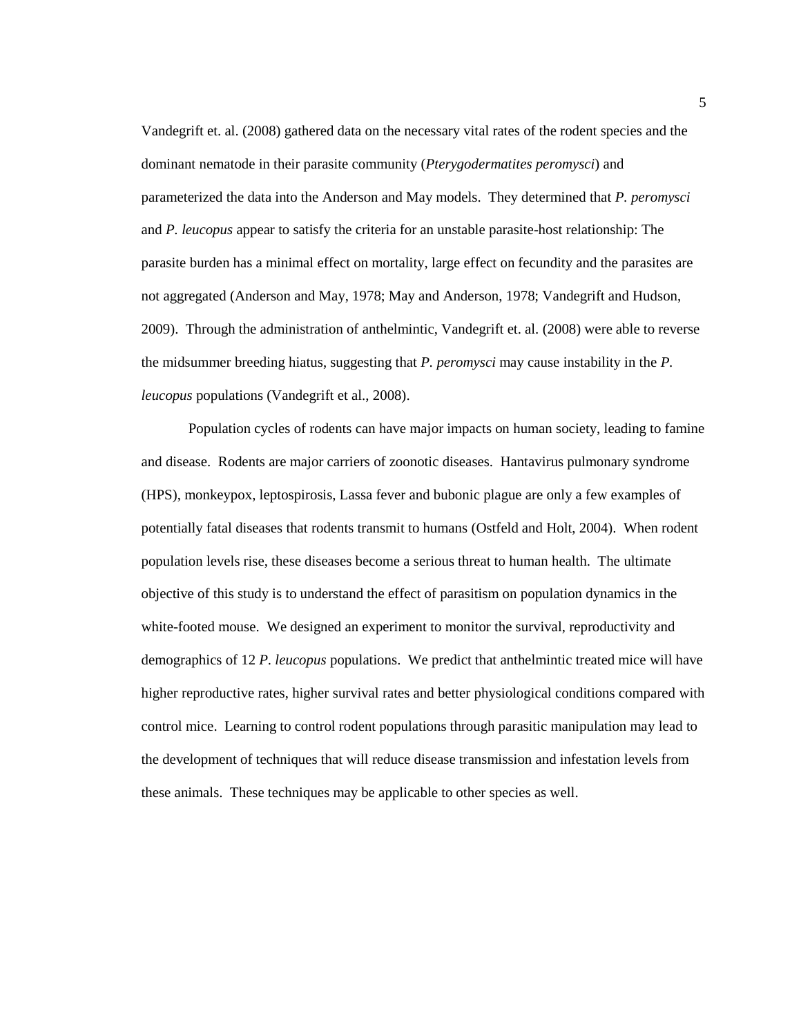Vandegrift et. al. (2008) gathered data on the necessary vital rates of the rodent species and the dominant nematode in their parasite community (*Pterygodermatites peromysci*) and parameterized the data into the Anderson and May models. They determined that *P. peromysci* and *P. leucopus* appear to satisfy the criteria for an unstable parasite-host relationship: The parasite burden has a minimal effect on mortality, large effect on fecundity and the parasites are not aggregated (Anderson and May, 1978; May and Anderson, 1978; Vandegrift and Hudson, 2009). Through the administration of anthelmintic, Vandegrift et. al. (2008) were able to reverse the midsummer breeding hiatus, suggesting that *P. peromysci* may cause instability in the *P. leucopus* populations (Vandegrift et al., 2008).

Population cycles of rodents can have major impacts on human society, leading to famine and disease. Rodents are major carriers of zoonotic diseases. Hantavirus pulmonary syndrome (HPS), monkeypox, leptospirosis, Lassa fever and bubonic plague are only a few examples of potentially fatal diseases that rodents transmit to humans (Ostfeld and Holt, 2004). When rodent population levels rise, these diseases become a serious threat to human health. The ultimate objective of this study is to understand the effect of parasitism on population dynamics in the white-footed mouse. We designed an experiment to monitor the survival, reproductivity and demographics of 12 *P. leucopus* populations. We predict that anthelmintic treated mice will have higher reproductive rates, higher survival rates and better physiological conditions compared with control mice. Learning to control rodent populations through parasitic manipulation may lead to the development of techniques that will reduce disease transmission and infestation levels from these animals. These techniques may be applicable to other species as well.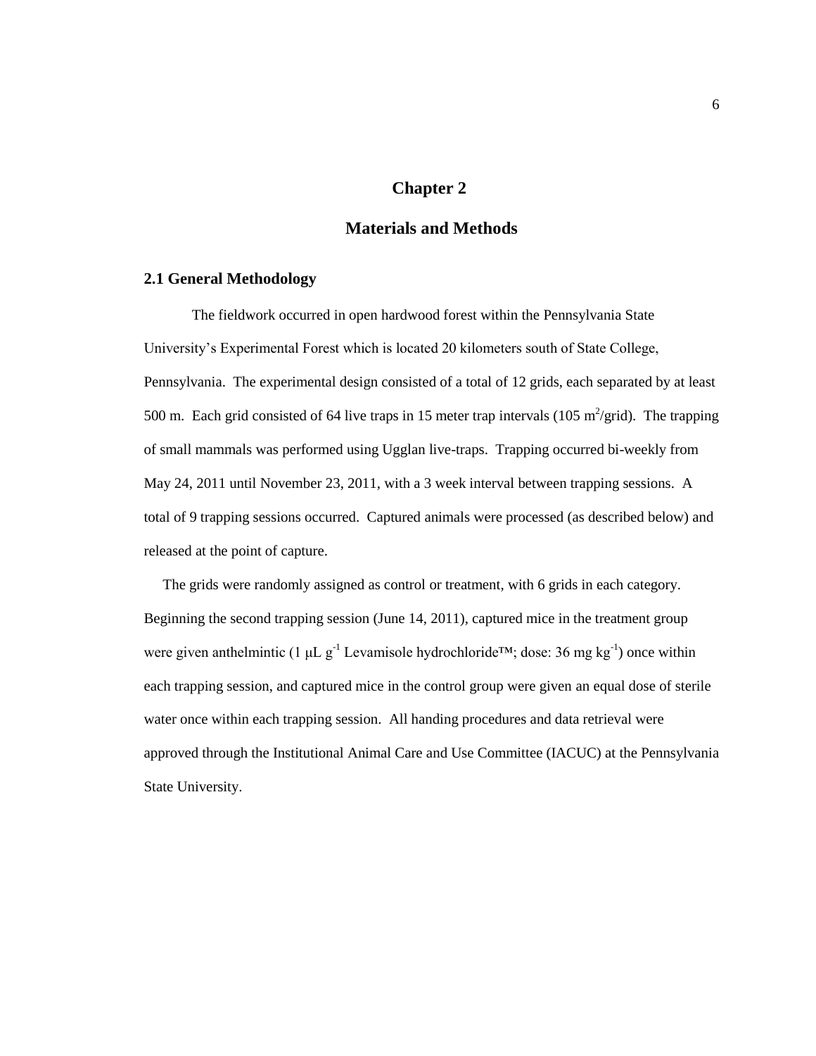# Chapter 2

# Materials and Methods

## 2.1 General Methodology

The fieldwork occurred in open hardwood forest within the Pennsylvania State University's Experimental Forest which is located 20 kilometers south of State College, Pennsylvania. The experimental design consisted of a total of 12 grids, each separated by at least 500 m. Each grid consisted of 64 live traps in 15 meter trap intervals (105 $m^2$/grid). The trapping of small mammals was performed using Ugglan live-traps. Trapping occurred bi-weekly from May 24, 2011 until November 23, 2011, with a 3 week interval between trapping sessions. A total of 9 trapping sessions occurred. Captured animals were processed (as described below) and released at the point of capture.

The grids were randomly assigned as control or treatment, with 6 grids in each category. Beginning the second trapping session (June 14, 2011), captured mice in the treatment group were given anthelmintic (1 $\mu L\ g^{-1}$ Levamisole hydrochloride™; dose: 36 $mg\ kg^{-1}$) once within each trapping session, and captured mice in the control group were given an equal dose of sterile water once within each trapping session. All handing procedures and data retrieval were approved through the Institutional Animal Care and Use Committee (IACUC) at the Pennsylvania State University.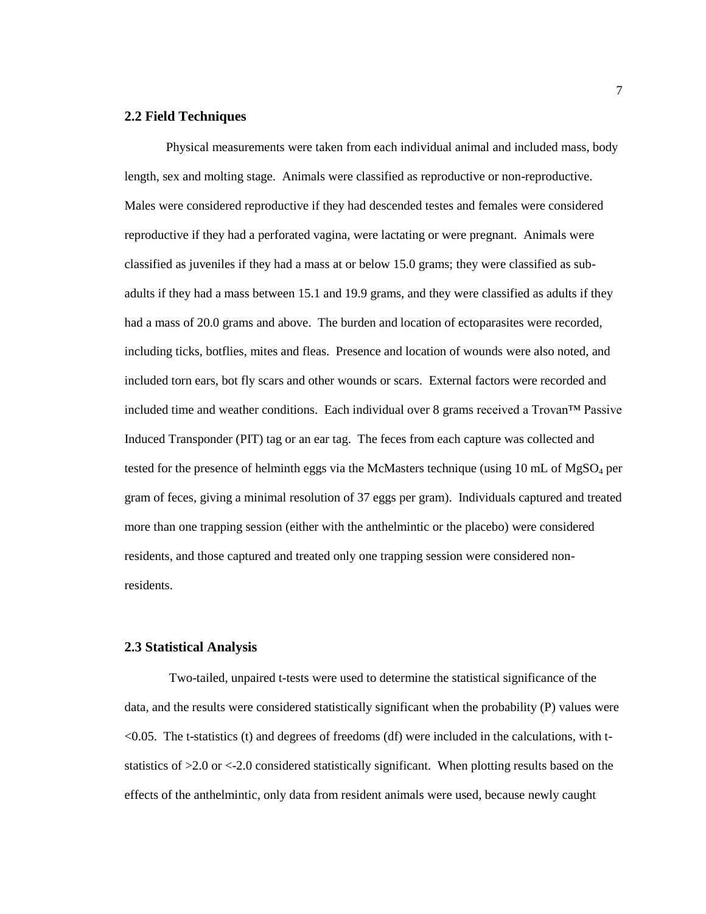## 2.2 Field Techniques

Physical measurements were taken from each individual animal and included mass, body length, sex and molting stage. Animals were classified as reproductive or non-reproductive. Males were considered reproductive if they had descended testes and females were considered reproductive if they had a perforated vagina, were lactating or were pregnant. Animals were classified as juveniles if they had a mass at or below 15.0 grams; they were classified as sub-adults if they had a mass between 15.1 and 19.9 grams, and they were classified as adults if they had a mass of 20.0 grams and above. The burden and location of ectoparasites were recorded, including ticks, botflies, mites and fleas. Presence and location of wounds were also noted, and included torn ears, bot fly scars and other wounds or scars. External factors were recorded and included time and weather conditions. Each individual over 8 grams received a Trovan™ Passive Induced Transponder (PIT) tag or an ear tag. The feces from each capture was collected and tested for the presence of helminth eggs via the McMasters technique (using 10 mL of $MgSO_4$ per gram of feces, giving a minimal resolution of 37 eggs per gram). Individuals captured and treated more than one trapping session (either with the anthelmintic or the placebo) were considered residents, and those captured and treated only one trapping session were considered non-residents.

## 2.3 Statistical Analysis

Two-tailed, unpaired t-tests were used to determine the statistical significance of the data, and the results were considered statistically significant when the probability (P) values were $<0.05$. The t-statistics (t) and degrees of freedoms (df) were included in the calculations, with t-statistics of $>2.0$ or $<-2.0$ considered statistically significant. When plotting results based on the effects of the anthelmintic, only data from resident animals were used, because newly caught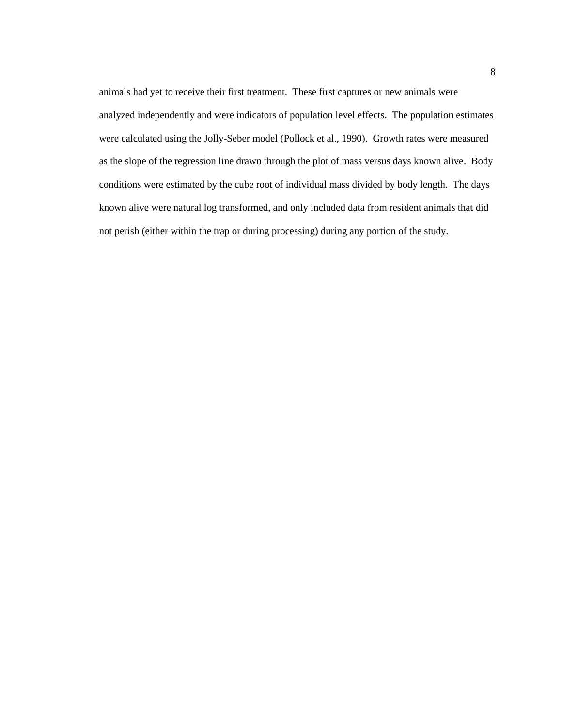animals had yet to receive their first treatment. These first captures or new animals were analyzed independently and were indicators of population level effects. The population estimates were calculated using the Jolly-Seber model (Pollock et al., 1990). Growth rates were measured as the slope of the regression line drawn through the plot of mass versus days known alive. Body conditions were estimated by the cube root of individual mass divided by body length. The days known alive were natural log transformed, and only included data from resident animals that did not perish (either within the trap or during processing) during any portion of the study.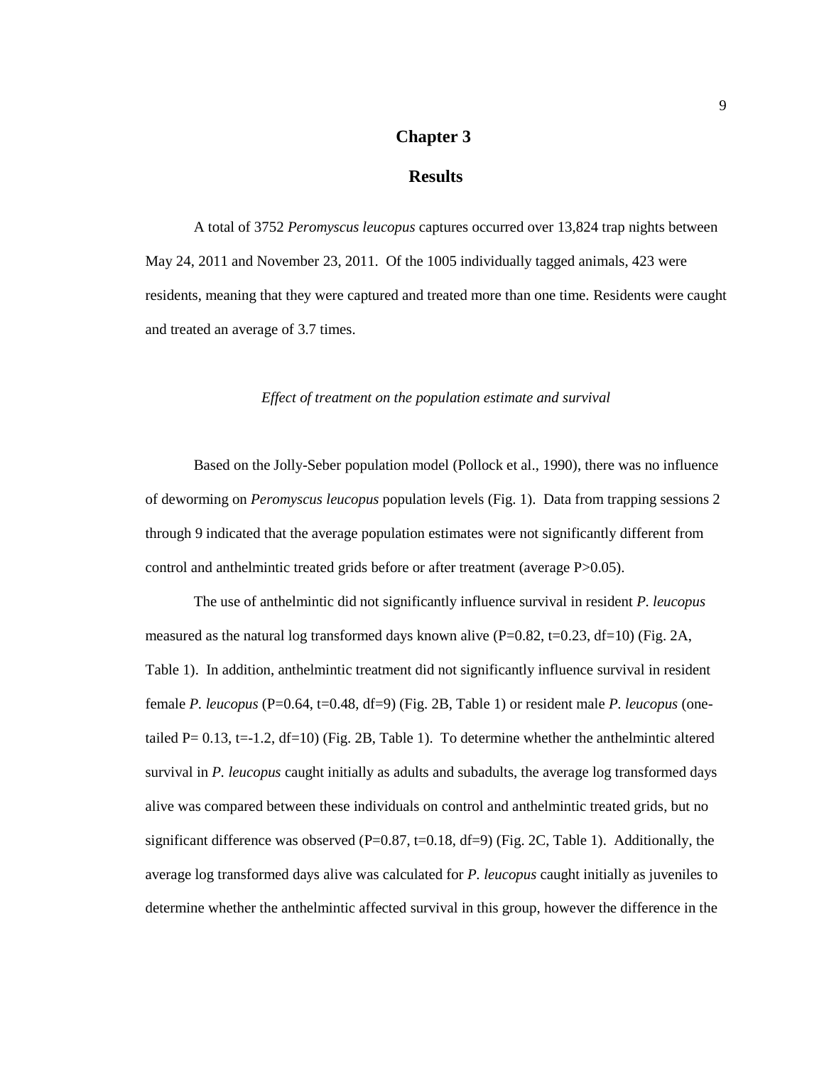# Chapter 3

# Results

A total of 3752 *Peromyscus leucopus* captures occurred over 13,824 trap nights between May 24, 2011 and November 23, 2011. Of the 1005 individually tagged animals, 423 were residents, meaning that they were captured and treated more than one time. Residents were caught and treated an average of 3.7 times.

*Effect of treatment on the population estimate and survival*

Based on the Jolly-Seber population model (Pollock et al., 1990), there was no influence of deworming on *Peromyscus leucopus* population levels (Fig. 1). Data from trapping sessions 2 through 9 indicated that the average population estimates were not significantly different from control and anthelmintic treated grids before or after treatment (average $P>0.05$).

The use of anthelmintic did not significantly influence survival in resident *P. leucopus* measured as the natural log transformed days known alive ($P=0.82$, $t=0.23$, $df=10$) (Fig. 2A, Table 1). In addition, anthelmintic treatment did not significantly influence survival in resident female *P. leucopus* ($P=0.64$, $t=0.48$, $df=9$) (Fig. 2B, Table 1) or resident male *P. leucopus* (one-tailed $P= 0.13$, $t=-1.2$, $df=10$) (Fig. 2B, Table 1). To determine whether the anthelmintic altered survival in *P. leucopus* caught initially as adults and subadults, the average log transformed days alive was compared between these individuals on control and anthelmintic treated grids, but no significant difference was observed ($P=0.87$, $t=0.18$, $df=9$) (Fig. 2C, Table 1). Additionally, the average log transformed days alive was calculated for *P. leucopus* caught initially as juveniles to determine whether the anthelmintic affected survival in this group, however the difference in the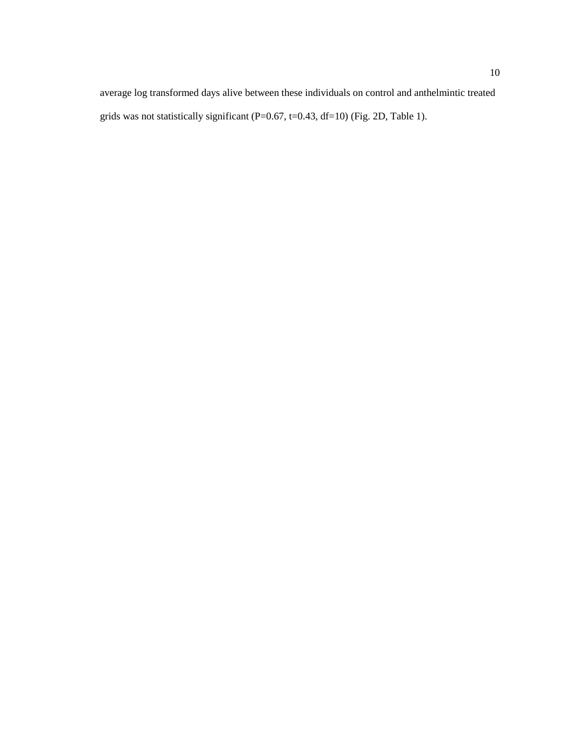average log transformed days alive between these individuals on control and anthelmintic treated grids was not statistically significant ($P=0.67$, $t=0.43$, $df=10$) (Fig. 2D, Table 1).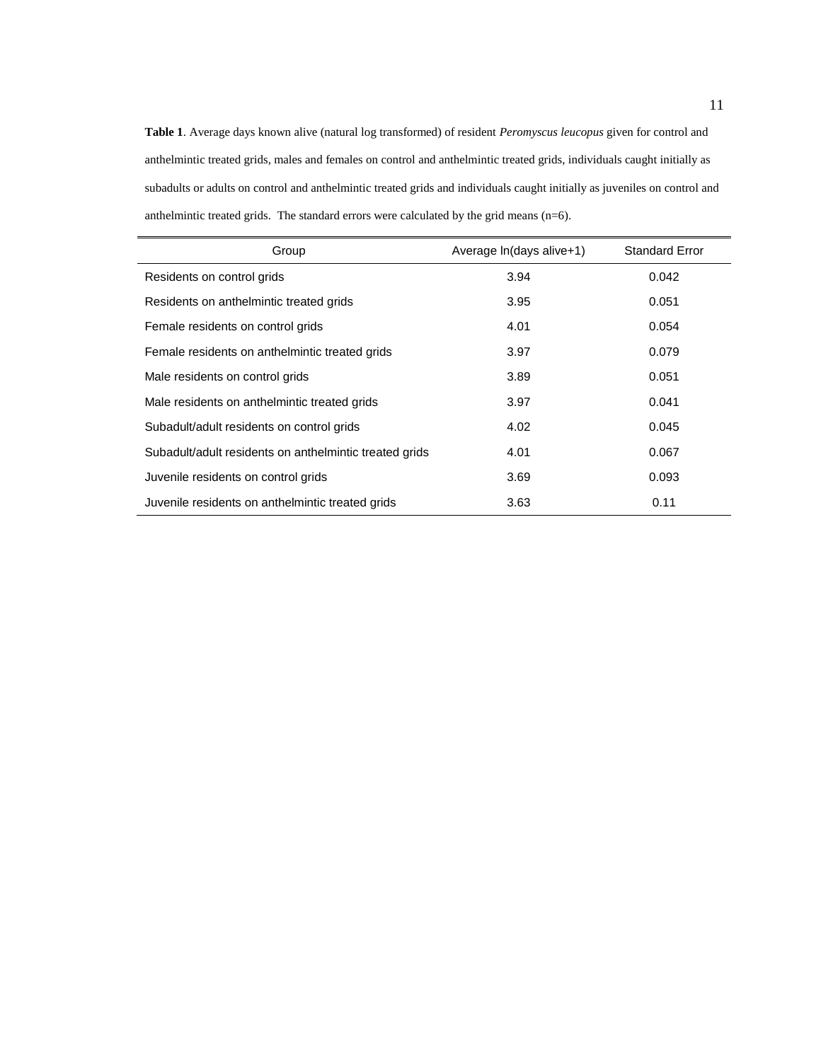**Table 1**. Average days known alive (natural log transformed) of resident *Peromyscus leucopus* given for control and anthelmintic treated grids, males and females on control and anthelmintic treated grids, individuals caught initially as subadults or adults on control and anthelmintic treated grids and individuals caught initially as juveniles on control and anthelmintic treated grids. The standard errors were calculated by the grid means (n=6).

| Group | Average ln(days alive+1) | Standard Error |
|---|---|---|
| Residents on control grids | 3.94 | 0.042 |
| Residents on anthelmintic treated grids | 3.95 | 0.051 |
| Female residents on control grids | 4.01 | 0.054 |
| Female residents on anthelmintic treated grids | 3.97 | 0.079 |
| Male residents on control grids | 3.89 | 0.051 |
| Male residents on anthelmintic treated grids | 3.97 | 0.041 |
| Subadult/adult residents on control grids | 4.02 | 0.045 |
| Subadult/adult residents on anthelmintic treated grids | 4.01 | 0.067 |
| Juvenile residents on control grids | 3.69 | 0.093 |
| Juvenile residents on anthelmintic treated grids | 3.63 | 0.11 |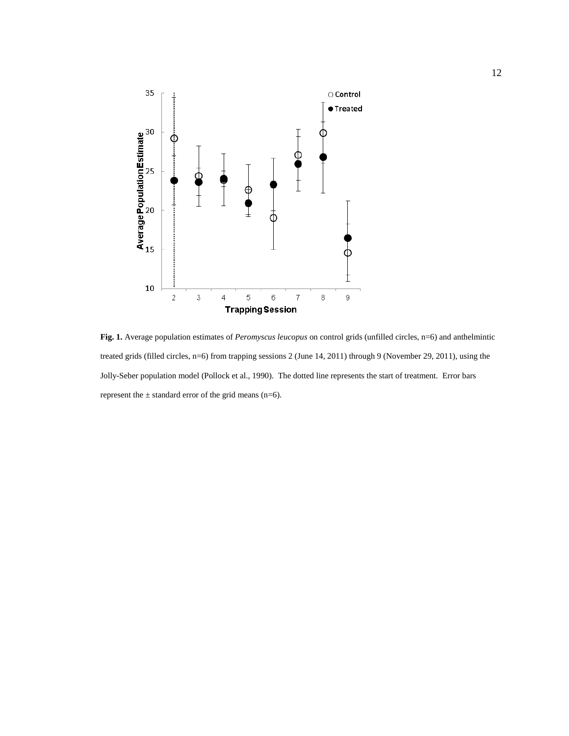**Fig. 1.** Average population estimates of *Peromyscus leucopus* on control grids (unfilled circles, n=6) and anthelmintic treated grids (filled circles, n=6) from trapping sessions 2 (June 14, 2011) through 9 (November 29, 2011), using the Jolly-Seber population model (Pollock et al., 1990). The dotted line represents the start of treatment. Error bars represent the ± standard error of the grid means (n=6).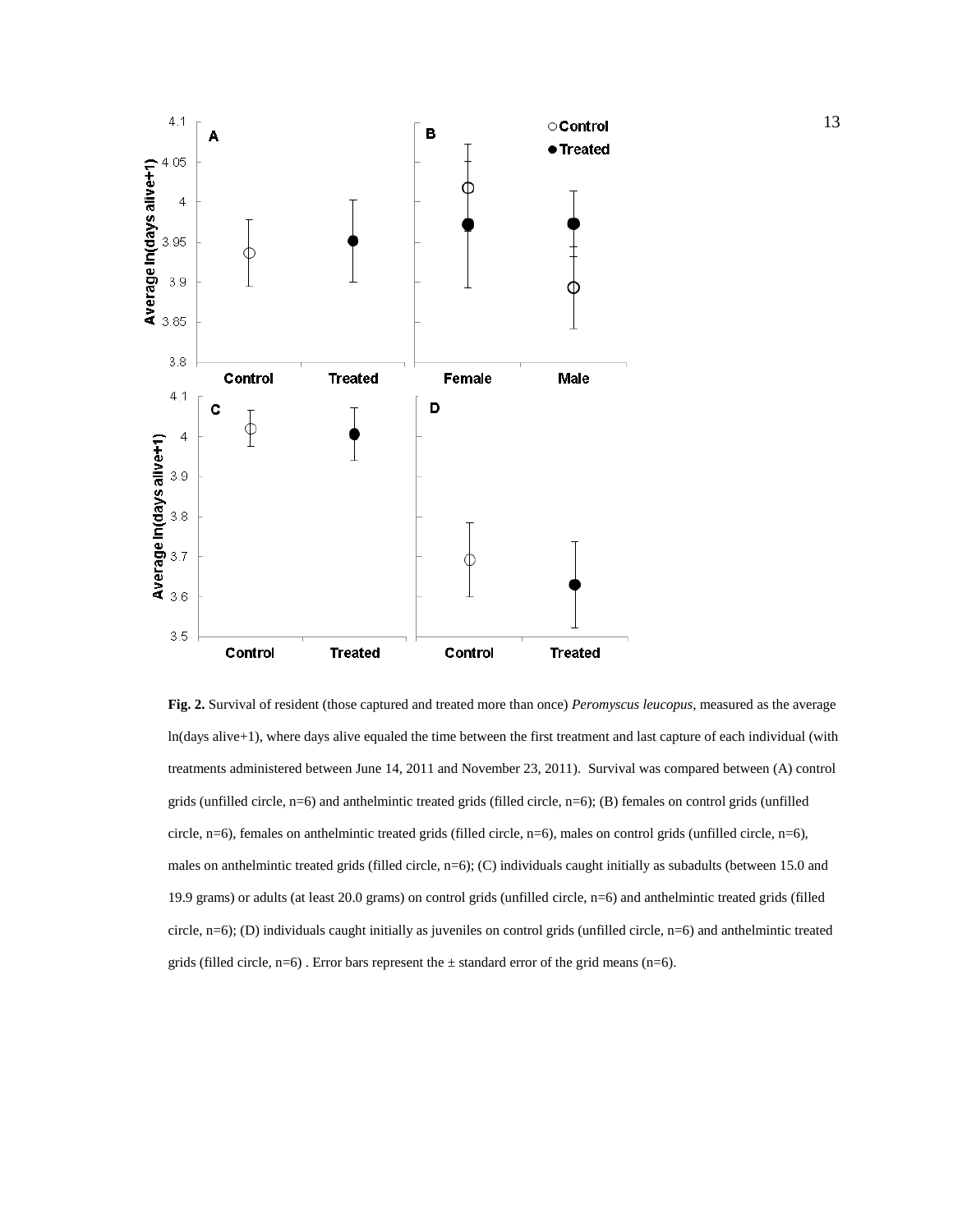**Fig. 2.** Survival of resident (those captured and treated more than once) *Peromyscus leucopus*, measured as the average ln(days alive+1), where days alive equaled the time between the first treatment and last capture of each individual (with treatments administered between June 14, 2011 and November 23, 2011). Survival was compared between (A) control grids (unfilled circle, n=6) and anthelmintic treated grids (filled circle, n=6); (B) females on control grids (unfilled circle, n=6), females on anthelmintic treated grids (filled circle, n=6), males on control grids (unfilled circle, n=6), males on anthelmintic treated grids (filled circle, n=6); (C) individuals caught initially as subadults (between 15.0 and 19.9 grams) or adults (at least 20.0 grams) on control grids (unfilled circle, n=6) and anthelmintic treated grids (filled circle, n=6); (D) individuals caught initially as juveniles on control grids (unfilled circle, n=6) and anthelmintic treated grids (filled circle, n=6) . Error bars represent the ± standard error of the grid means (n=6).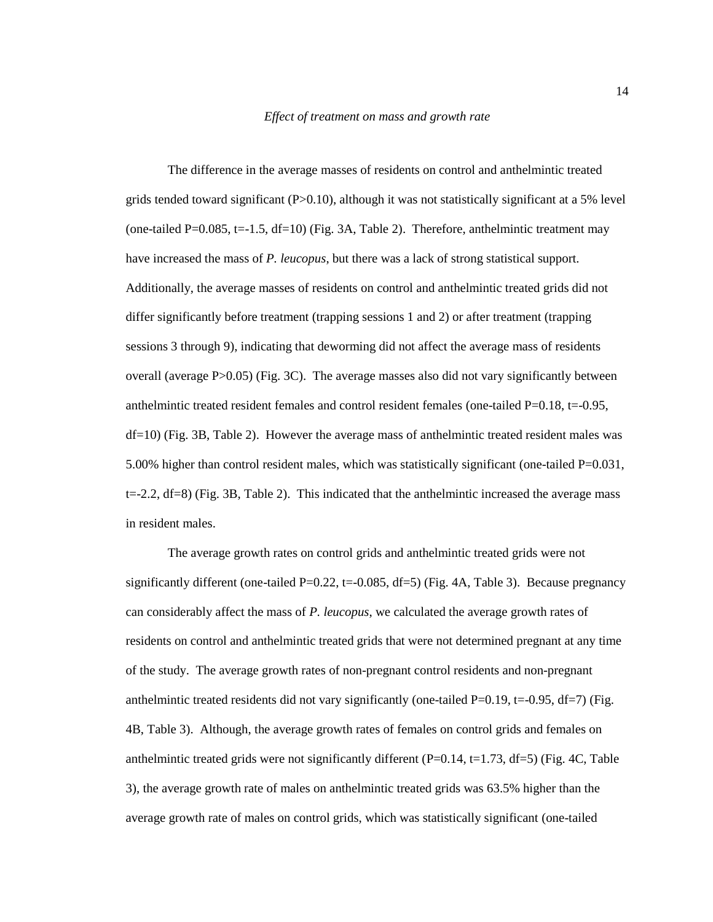*Effect of treatment on mass and growth rate*

The difference in the average masses of residents on control and anthelmintic treated grids tended toward significant ($P>0.10$), although it was not statistically significant at a 5% level (one-tailed $P=0.085$, $t=-1.5$, $df=10$) (Fig. 3A, Table 2). Therefore, anthelmintic treatment may have increased the mass of *P. leucopus*, but there was a lack of strong statistical support. Additionally, the average masses of residents on control and anthelmintic treated grids did not differ significantly before treatment (trapping sessions 1 and 2) or after treatment (trapping sessions 3 through 9), indicating that deworming did not affect the average mass of residents overall (average $P>0.05$) (Fig. 3C). The average masses also did not vary significantly between anthelmintic treated resident females and control resident females (one-tailed $P=0.18$, $t=-0.95$, $df=10$) (Fig. 3B, Table 2). However the average mass of anthelmintic treated resident males was 5.00% higher than control resident males, which was statistically significant (one-tailed $P=0.031$, $t=-2.2$, $df=8$) (Fig. 3B, Table 2). This indicated that the anthelmintic increased the average mass in resident males.

The average growth rates on control grids and anthelmintic treated grids were not significantly different (one-tailed $P=0.22$, $t=-0.085$, $df=5$) (Fig. 4A, Table 3). Because pregnancy can considerably affect the mass of *P. leucopus*, we calculated the average growth rates of residents on control and anthelmintic treated grids that were not determined pregnant at any time of the study. The average growth rates of non-pregnant control residents and non-pregnant anthelmintic treated residents did not vary significantly (one-tailed $P=0.19$, $t=-0.95$, $df=7$) (Fig. 4B, Table 3). Although, the average growth rates of females on control grids and females on anthelmintic treated grids were not significantly different ($P=0.14$, $t=1.73$, $df=5$) (Fig. 4C, Table 3), the average growth rate of males on anthelmintic treated grids was 63.5% higher than the average growth rate of males on control grids, which was statistically significant (one-tailed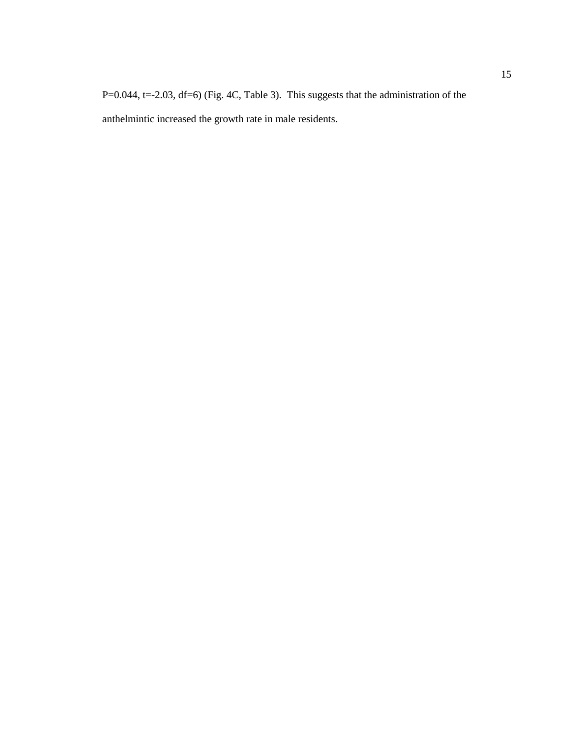$P=0.044$, $t=-2.03$, $df=6$) (Fig. 4C, Table 3). This suggests that the administration of the anthelmintic increased the growth rate in male residents.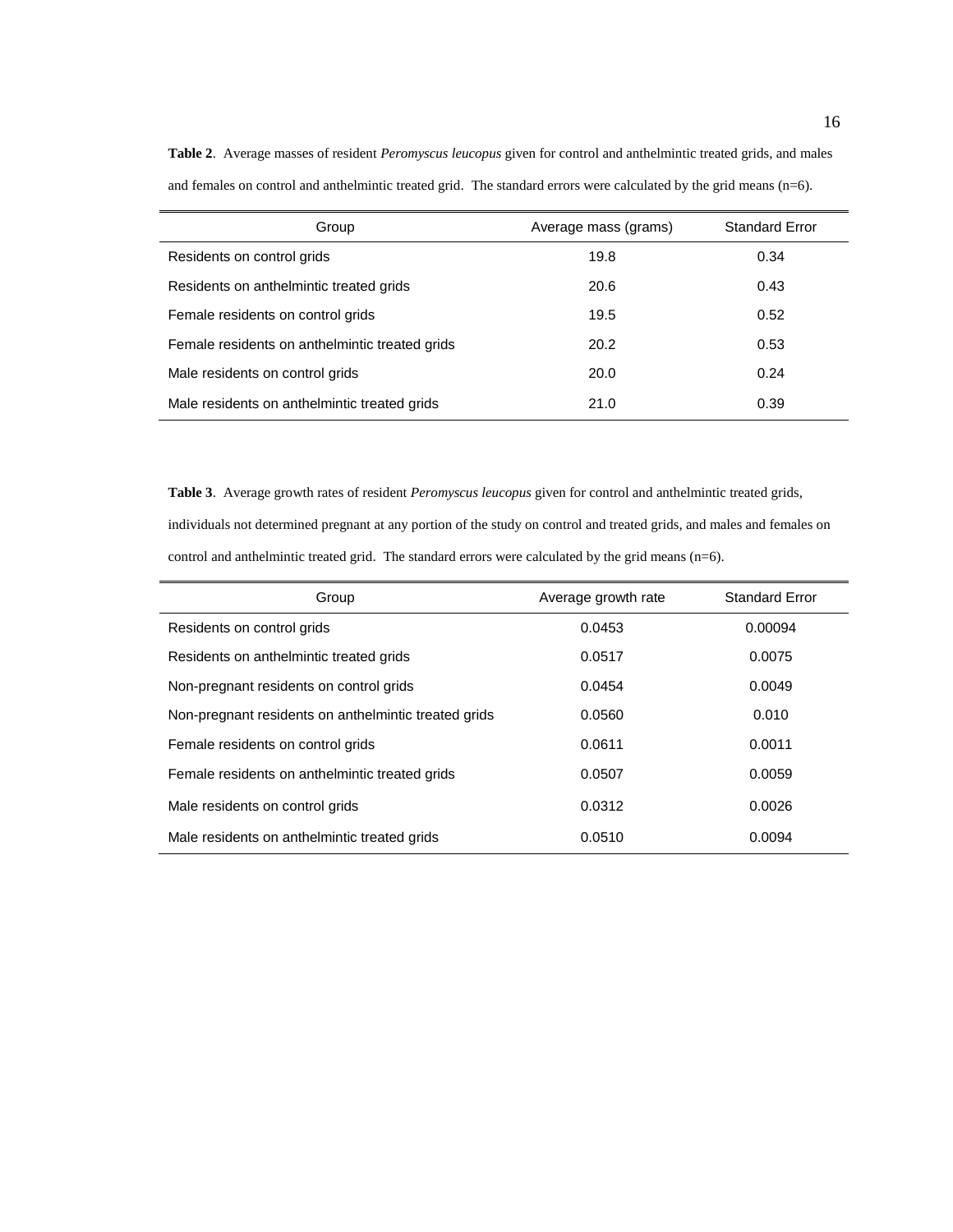**Table 2**. Average masses of resident *Peromyscus leucopus* given for control and anthelmintic treated grids, and males and females on control and anthelmintic treated grid. The standard errors were calculated by the grid means (n=6).

| Group | Average mass (grams) | Standard Error |
|---|---|---|
| Residents on control grids | 19.8 | 0.34 |
| Residents on anthelmintic treated grids | 20.6 | 0.43 |
| Female residents on control grids | 19.5 | 0.52 |
| Female residents on anthelmintic treated grids | 20.2 | 0.53 |
| Male residents on control grids | 20.0 | 0.24 |
| Male residents on anthelmintic treated grids | 21.0 | 0.39 |

**Table 3**. Average growth rates of resident *Peromyscus leucopus* given for control and anthelmintic treated grids, individuals not determined pregnant at any portion of the study on control and treated grids, and males and females on control and anthelmintic treated grid. The standard errors were calculated by the grid means (n=6).

| Group | Average growth rate | Standard Error |
|---|---|---|
| Residents on control grids | 0.0453 | 0.00094 |
| Residents on anthelmintic treated grids | 0.0517 | 0.0075 |
| Non-pregnant residents on control grids | 0.0454 | 0.0049 |
| Non-pregnant residents on anthelmintic treated grids | 0.0560 | 0.010 |
| Female residents on control grids | 0.0611 | 0.0011 |
| Female residents on anthelmintic treated grids | 0.0507 | 0.0059 |
| Male residents on control grids | 0.0312 | 0.0026 |
| Male residents on anthelmintic treated grids | 0.0510 | 0.0094 |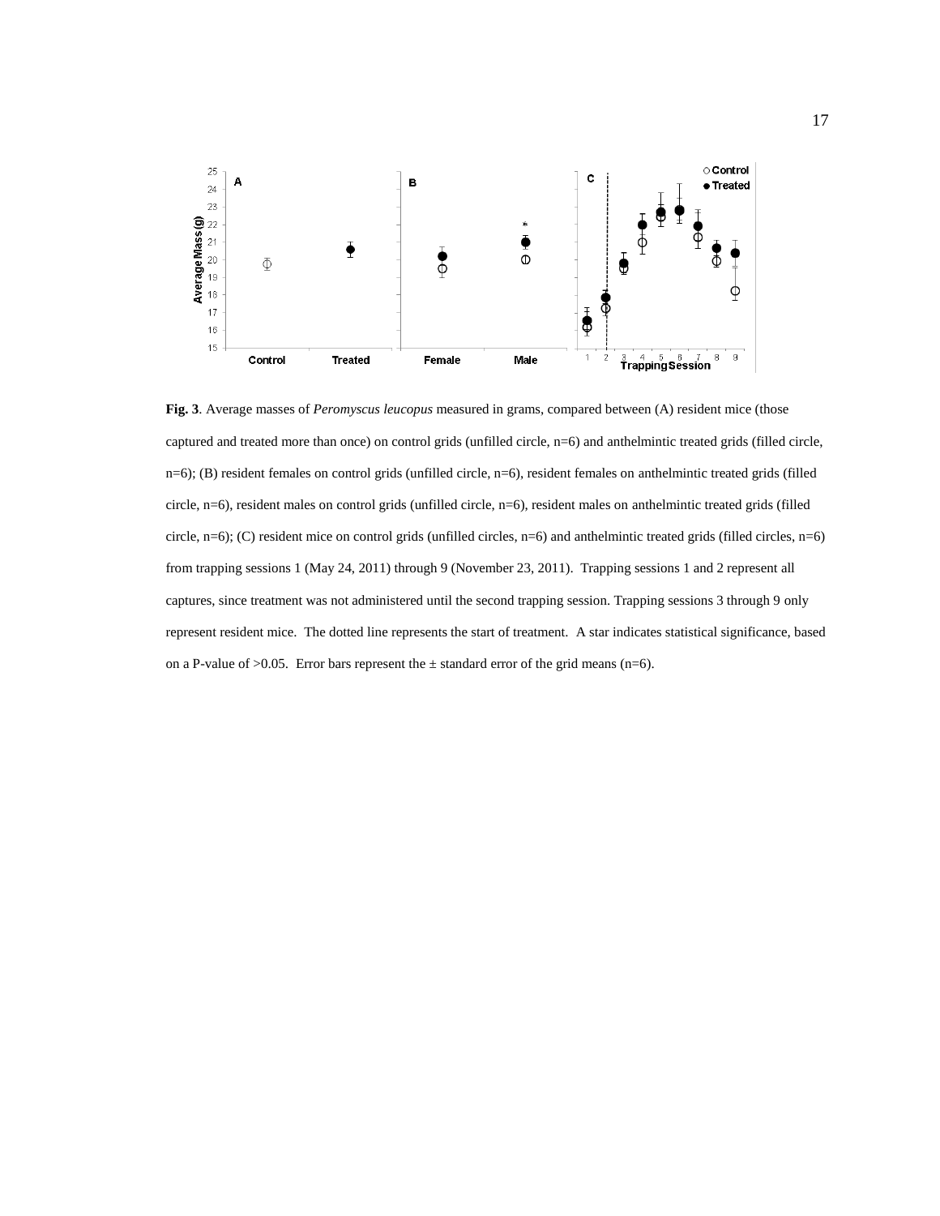**Fig. 3**. Average masses of *Peromyscus leucopus* measured in grams, compared between (A) resident mice (those captured and treated more than once) on control grids (unfilled circle, n=6) and anthelmintic treated grids (filled circle, n=6); (B) resident females on control grids (unfilled circle, n=6), resident females on anthelmintic treated grids (filled circle, n=6), resident males on control grids (unfilled circle, n=6), resident males on anthelmintic treated grids (filled circle, n=6); (C) resident mice on control grids (unfilled circles, n=6) and anthelmintic treated grids (filled circles, n=6) from trapping sessions 1 (May 24, 2011) through 9 (November 23, 2011). Trapping sessions 1 and 2 represent all captures, since treatment was not administered until the second trapping session. Trapping sessions 3 through 9 only represent resident mice. The dotted line represents the start of treatment. A star indicates statistical significance, based on a P-value of >0.05. Error bars represent the ± standard error of the grid means (n=6).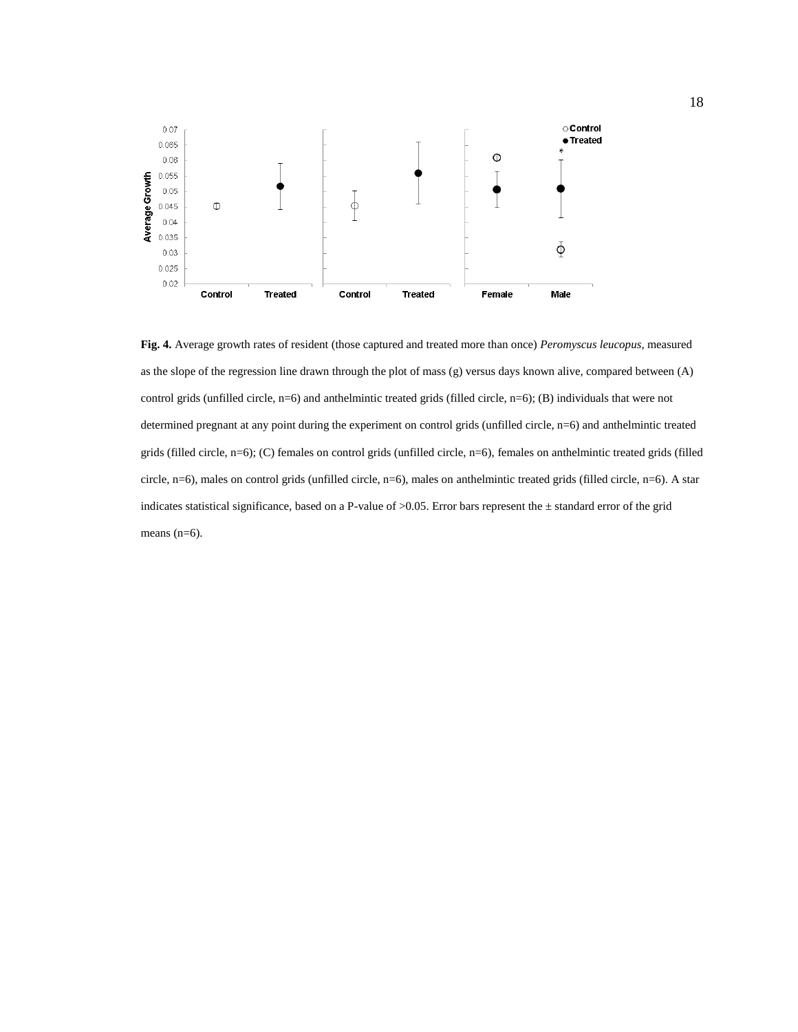**Fig. 4.** Average growth rates of resident (those captured and treated more than once) *Peromyscus leucopus*, measured as the slope of the regression line drawn through the plot of mass (g) versus days known alive, compared between (A) control grids (unfilled circle, n=6) and anthelmintic treated grids (filled circle, n=6); (B) individuals that were not determined pregnant at any point during the experiment on control grids (unfilled circle, n=6) and anthelmintic treated grids (filled circle, n=6); (C) females on control grids (unfilled circle, n=6), females on anthelmintic treated grids (filled circle, n=6), males on control grids (unfilled circle, n=6), males on anthelmintic treated grids (filled circle, n=6). A star indicates statistical significance, based on a P-value of >0.05. Error bars represent the ± standard error of the grid means (n=6).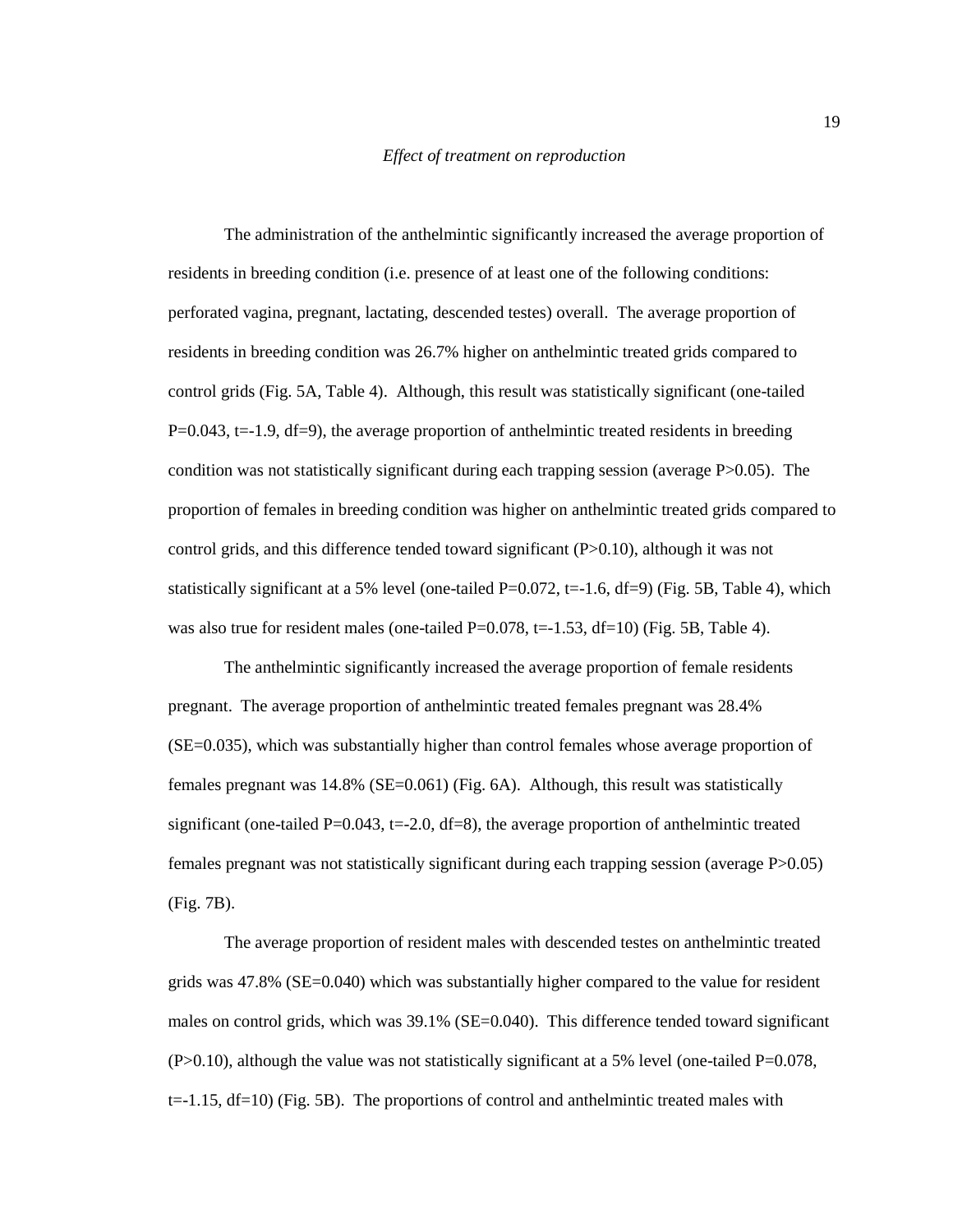*Effect of treatment on reproduction*

The administration of the anthelmintic significantly increased the average proportion of residents in breeding condition (i.e. presence of at least one of the following conditions: perforated vagina, pregnant, lactating, descended testes) overall. The average proportion of residents in breeding condition was 26.7% higher on anthelmintic treated grids compared to control grids (Fig. 5A, Table 4). Although, this result was statistically significant (one-tailed $P=0.043$, $t=-1.9$, $df=9$), the average proportion of anthelmintic treated residents in breeding condition was not statistically significant during each trapping session (average $P>0.05$). The proportion of females in breeding condition was higher on anthelmintic treated grids compared to control grids, and this difference tended toward significant ($P>0.10$), although it was not statistically significant at a 5% level (one-tailed $P=0.072$, $t=-1.6$, $df=9$) (Fig. 5B, Table 4), which was also true for resident males (one-tailed $P=0.078$, $t=-1.53$, $df=10$) (Fig. 5B, Table 4).

The anthelmintic significantly increased the average proportion of female residents pregnant. The average proportion of anthelmintic treated females pregnant was 28.4% ($SE=0.035$), which was substantially higher than control females whose average proportion of females pregnant was 14.8% ($SE=0.061$) (Fig. 6A). Although, this result was statistically significant (one-tailed $P=0.043$, $t=-2.0$, $df=8$), the average proportion of anthelmintic treated females pregnant was not statistically significant during each trapping session (average $P>0.05$) (Fig. 7B).

The average proportion of resident males with descended testes on anthelmintic treated grids was 47.8% ($SE=0.040$) which was substantially higher compared to the value for resident males on control grids, which was 39.1% ($SE=0.040$). This difference tended toward significant ($P>0.10$), although the value was not statistically significant at a 5% level (one-tailed $P=0.078$, $t=-1.15$, $df=10$) (Fig. 5B). The proportions of control and anthelmintic treated males with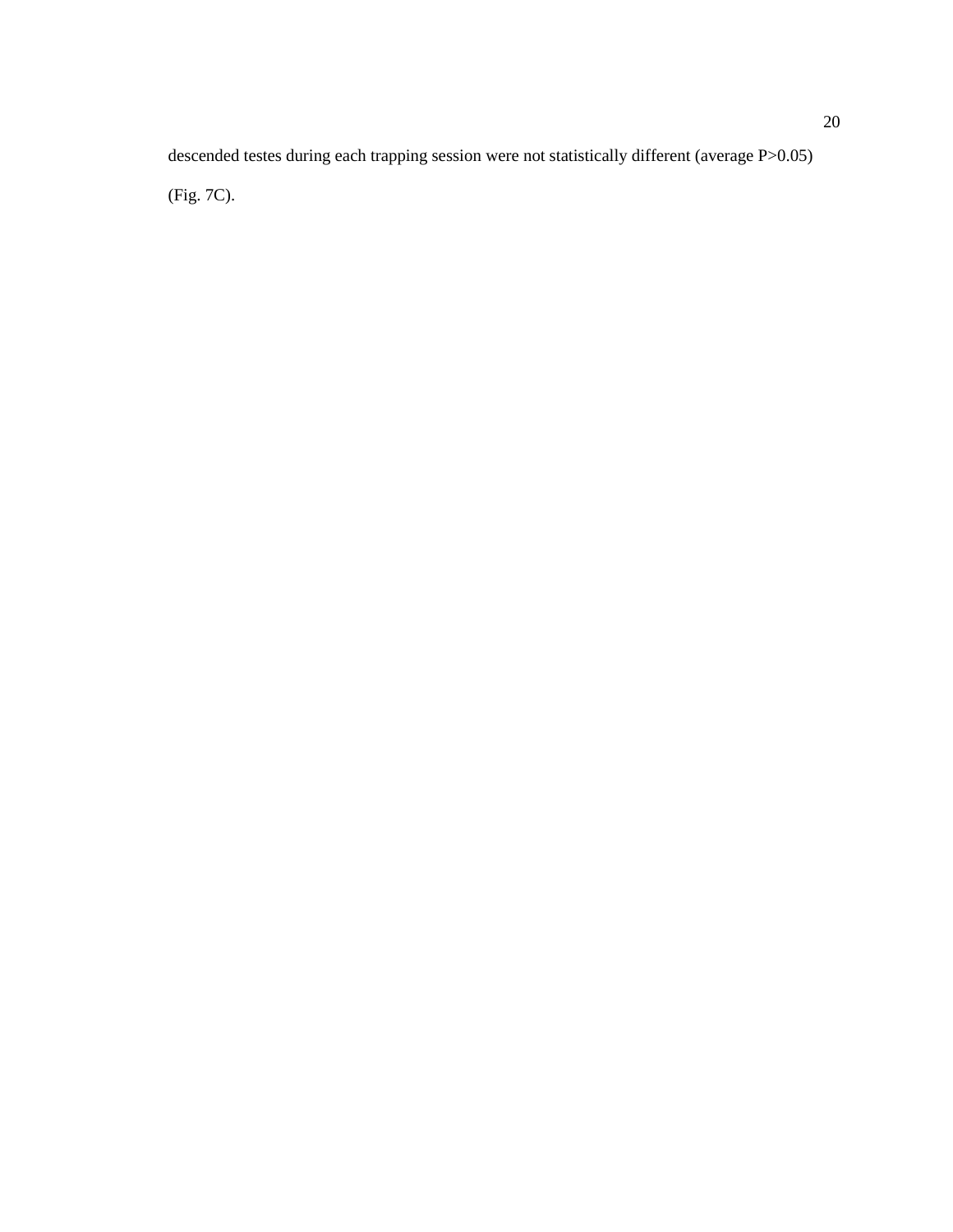descended testes during each trapping session were not statistically different (average $P>0.05$) (Fig. 7C).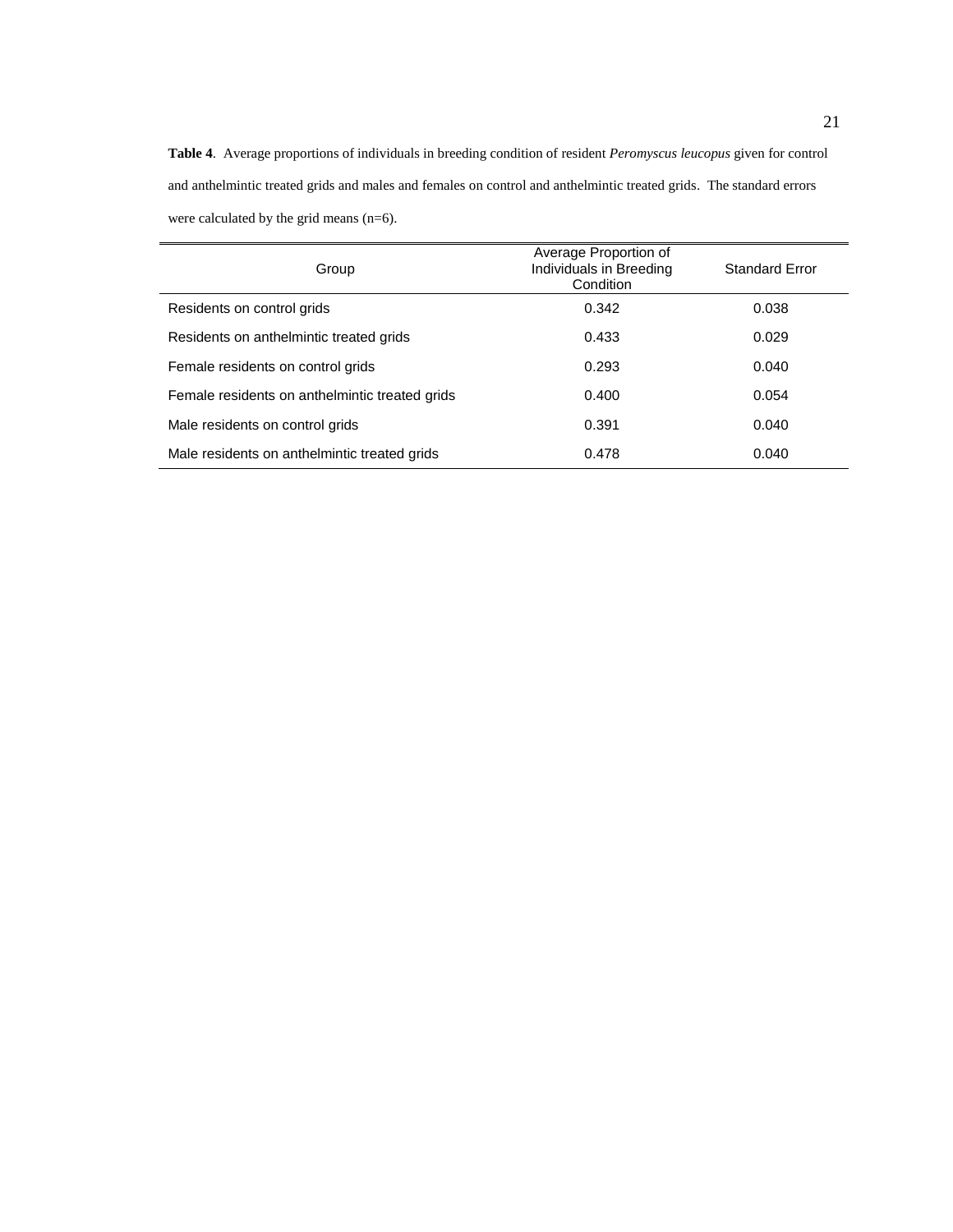**Table 4**. Average proportions of individuals in breeding condition of resident *Peromyscus leucopus* given for control and anthelmintic treated grids and males and females on control and anthelmintic treated grids. The standard errors were calculated by the grid means (n=6).

| Group | Average Proportion of Individuals in Breeding Condition | Standard Error |
|---|---|---|
| Residents on control grids | 0.342 | 0.038 |
| Residents on anthelmintic treated grids | 0.433 | 0.029 |
| Female residents on control grids | 0.293 | 0.040 |
| Female residents on anthelmintic treated grids | 0.400 | 0.054 |
| Male residents on control grids | 0.391 | 0.040 |
| Male residents on anthelmintic treated grids | 0.478 | 0.040 |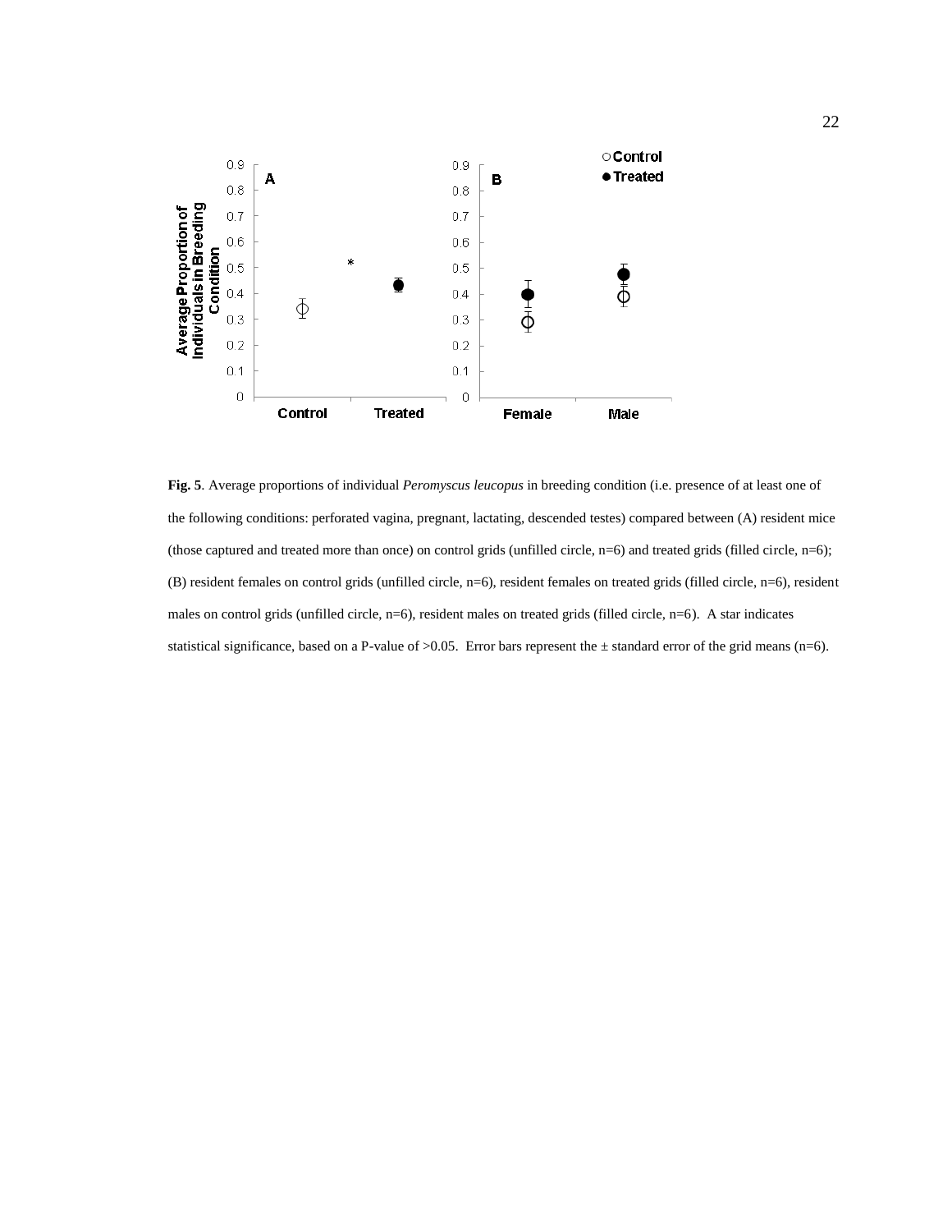**Fig. 5**. Average proportions of individual *Peromyscus leucopus* in breeding condition (i.e. presence of at least one of the following conditions: perforated vagina, pregnant, lactating, descended testes) compared between (A) resident mice (those captured and treated more than once) on control grids (unfilled circle, n=6) and treated grids (filled circle, n=6); (B) resident females on control grids (unfilled circle, n=6), resident females on treated grids (filled circle, n=6), resident males on control grids (unfilled circle, n=6), resident males on treated grids (filled circle, n=6). A star indicates statistical significance, based on a P-value of >0.05. Error bars represent the ± standard error of the grid means (n=6).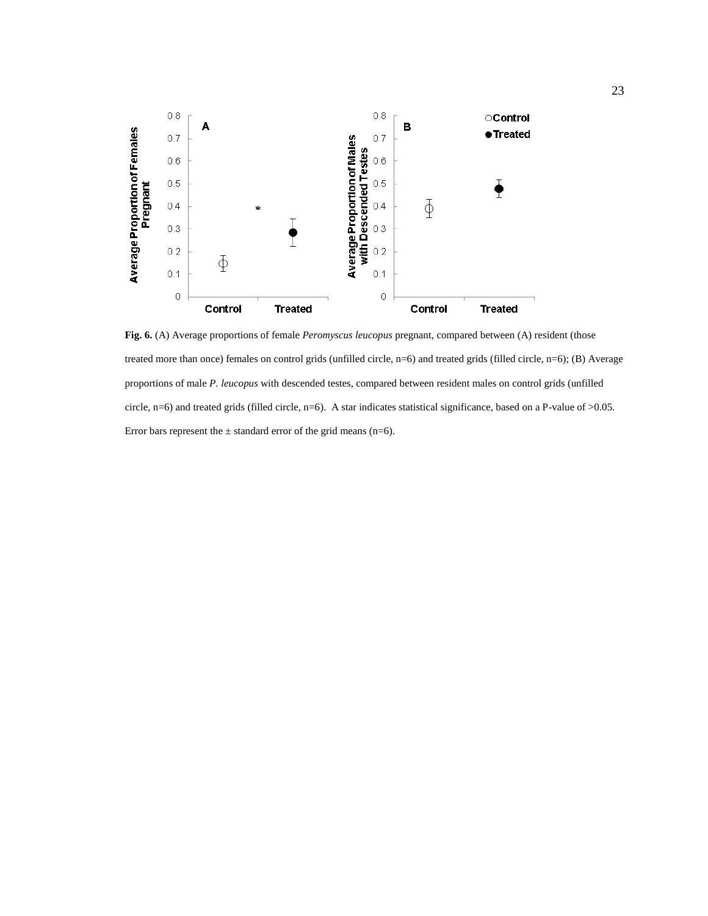**Fig. 6.** (A) Average proportions of female *Peromyscus leucopus* pregnant, compared between (A) resident (those treated more than once) females on control grids (unfilled circle, n=6) and treated grids (filled circle, n=6); (B) Average proportions of male *P. leucopus* with descended testes, compared between resident males on control grids (unfilled circle, n=6) and treated grids (filled circle, n=6). A star indicates statistical significance, based on a P-value of >0.05. Error bars represent the ± standard error of the grid means (n=6).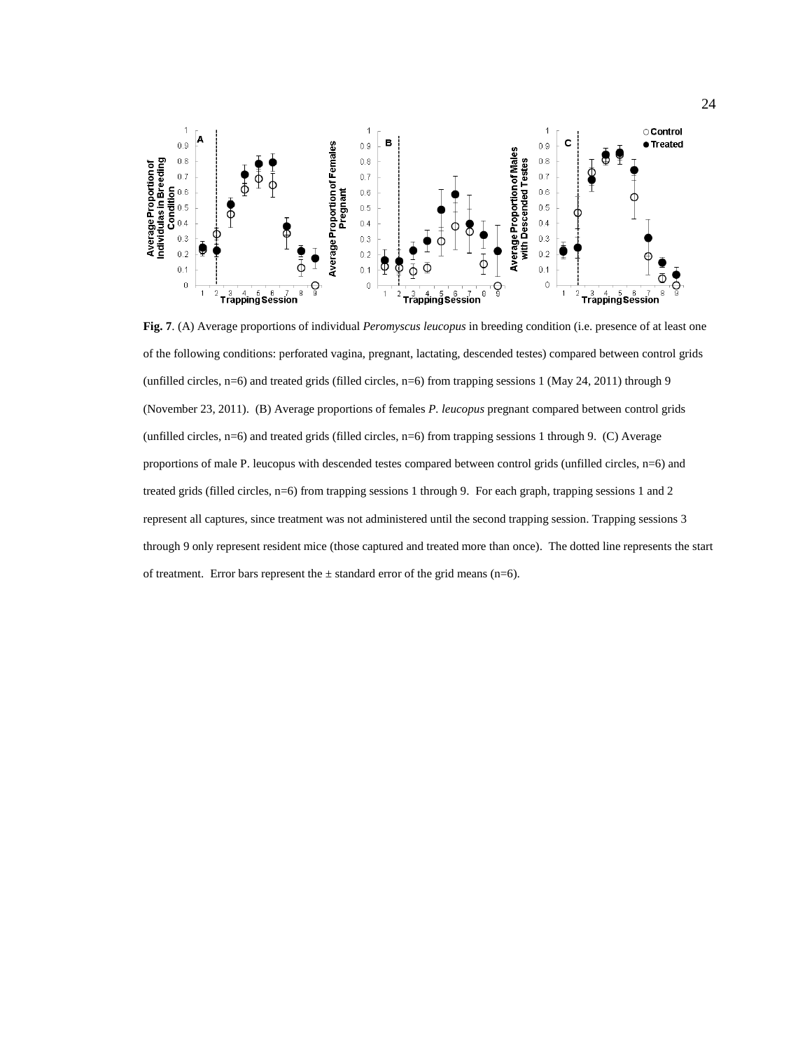**Fig. 7**. (A) Average proportions of individual *Peromyscus leucopus* in breeding condition (i.e. presence of at least one of the following conditions: perforated vagina, pregnant, lactating, descended testes) compared between control grids (unfilled circles, n=6) and treated grids (filled circles, n=6) from trapping sessions 1 (May 24, 2011) through 9 (November 23, 2011). (B) Average proportions of females *P. leucopus* pregnant compared between control grids (unfilled circles, n=6) and treated grids (filled circles, n=6) from trapping sessions 1 through 9. (C) Average proportions of male P. leucopus with descended testes compared between control grids (unfilled circles, n=6) and treated grids (filled circles, n=6) from trapping sessions 1 through 9. For each graph, trapping sessions 1 and 2 represent all captures, since treatment was not administered until the second trapping session. Trapping sessions 3 through 9 only represent resident mice (those captured and treated more than once). The dotted line represents the start of treatment. Error bars represent the ± standard error of the grid means (n=6).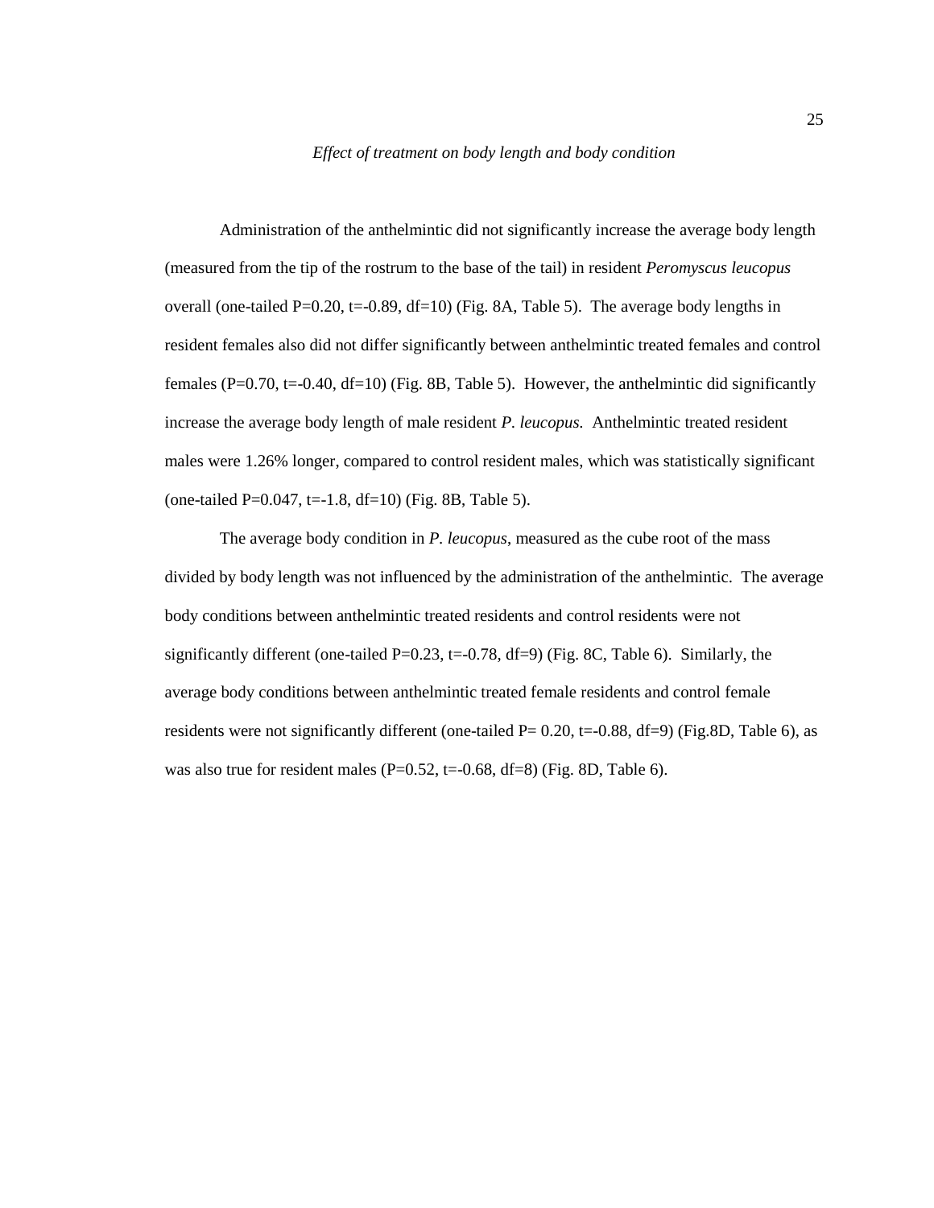### *Effect of treatment on body length and body condition*

Administration of the anthelmintic did not significantly increase the average body length (measured from the tip of the rostrum to the base of the tail) in resident *Peromyscus leucopus* overall (one-tailed P=0.20, t=-0.89, df=10) (Fig. 8A, Table 5). The average body lengths in resident females also did not differ significantly between anthelmintic treated females and control females (P=0.70, t=-0.40, df=10) (Fig. 8B, Table 5). However, the anthelmintic did significantly increase the average body length of male resident *P. leucopus.* Anthelmintic treated resident males were 1.26% longer, compared to control resident males, which was statistically significant (one-tailed P=0.047, t=-1.8, df=10) (Fig. 8B, Table 5).

The average body condition in *P. leucopus*, measured as the cube root of the mass divided by body length was not influenced by the administration of the anthelmintic. The average body conditions between anthelmintic treated residents and control residents were not significantly different (one-tailed P=0.23, t=-0.78, df=9) (Fig. 8C, Table 6). Similarly, the average body conditions between anthelmintic treated female residents and control female residents were not significantly different (one-tailed P= 0.20, t=-0.88, df=9) (Fig.8D, Table 6), as was also true for resident males (P=0.52, t=-0.68, df=8) (Fig. 8D, Table 6).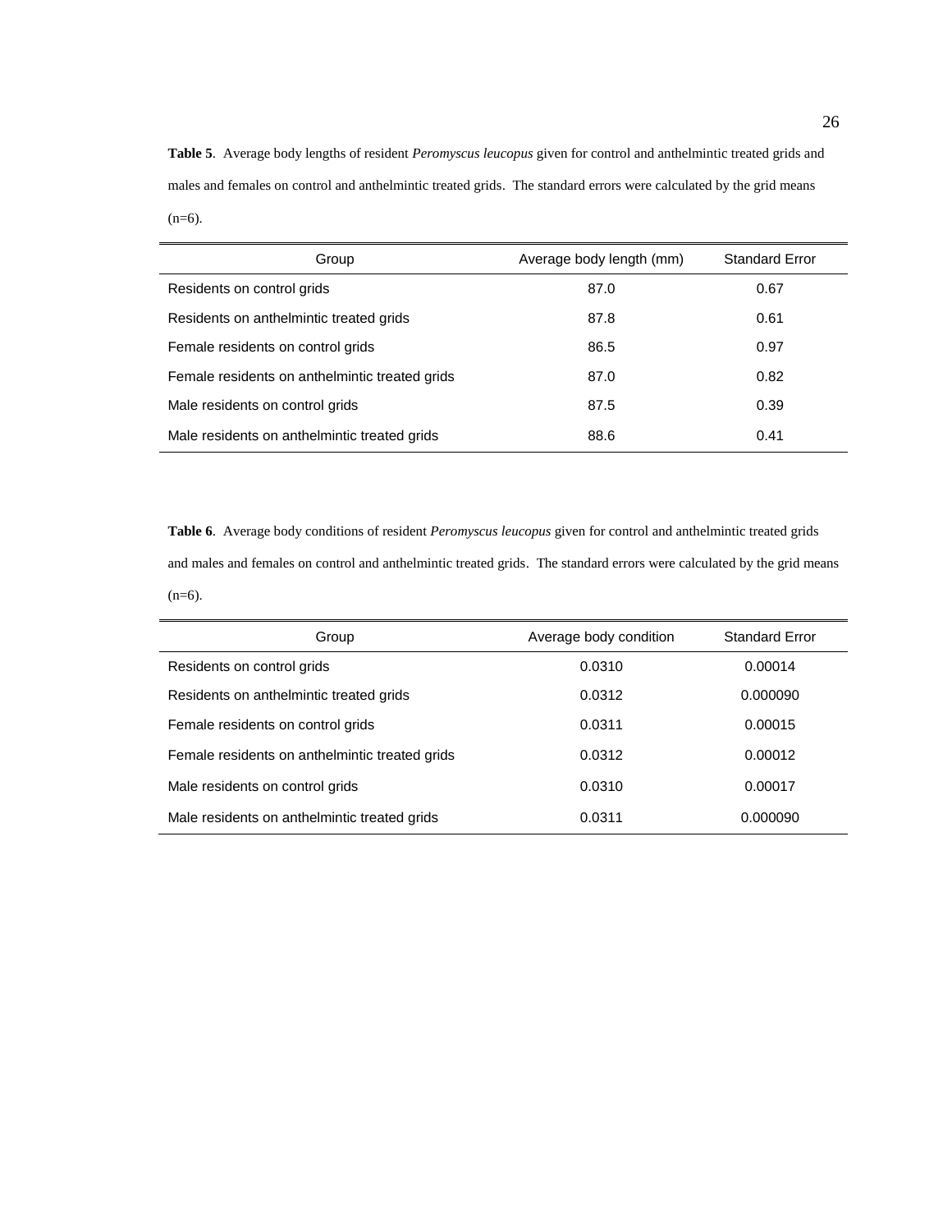**Table 5**. Average body lengths of resident *Peromyscus leucopus* given for control and anthelmintic treated grids and males and females on control and anthelmintic treated grids. The standard errors were calculated by the grid means (n=6).

| Group | Average body length (mm) | Standard Error |
|---|---|---|
| Residents on control grids | 87.0 | 0.67 |
| Residents on anthelmintic treated grids | 87.8 | 0.61 |
| Female residents on control grids | 86.5 | 0.97 |
| Female residents on anthelmintic treated grids | 87.0 | 0.82 |
| Male residents on control grids | 87.5 | 0.39 |
| Male residents on anthelmintic treated grids | 88.6 | 0.41 |

**Table 6**. Average body conditions of resident *Peromyscus leucopus* given for control and anthelmintic treated grids and males and females on control and anthelmintic treated grids. The standard errors were calculated by the grid means (n=6).

| Group | Average body condition | Standard Error |
|---|---|---|
| Residents on control grids | 0.0310 | 0.00014 |
| Residents on anthelmintic treated grids | 0.0312 | 0.000090 |
| Female residents on control grids | 0.0311 | 0.00015 |
| Female residents on anthelmintic treated grids | 0.0312 | 0.00012 |
| Male residents on control grids | 0.0310 | 0.00017 |
| Male residents on anthelmintic treated grids | 0.0311 | 0.000090 |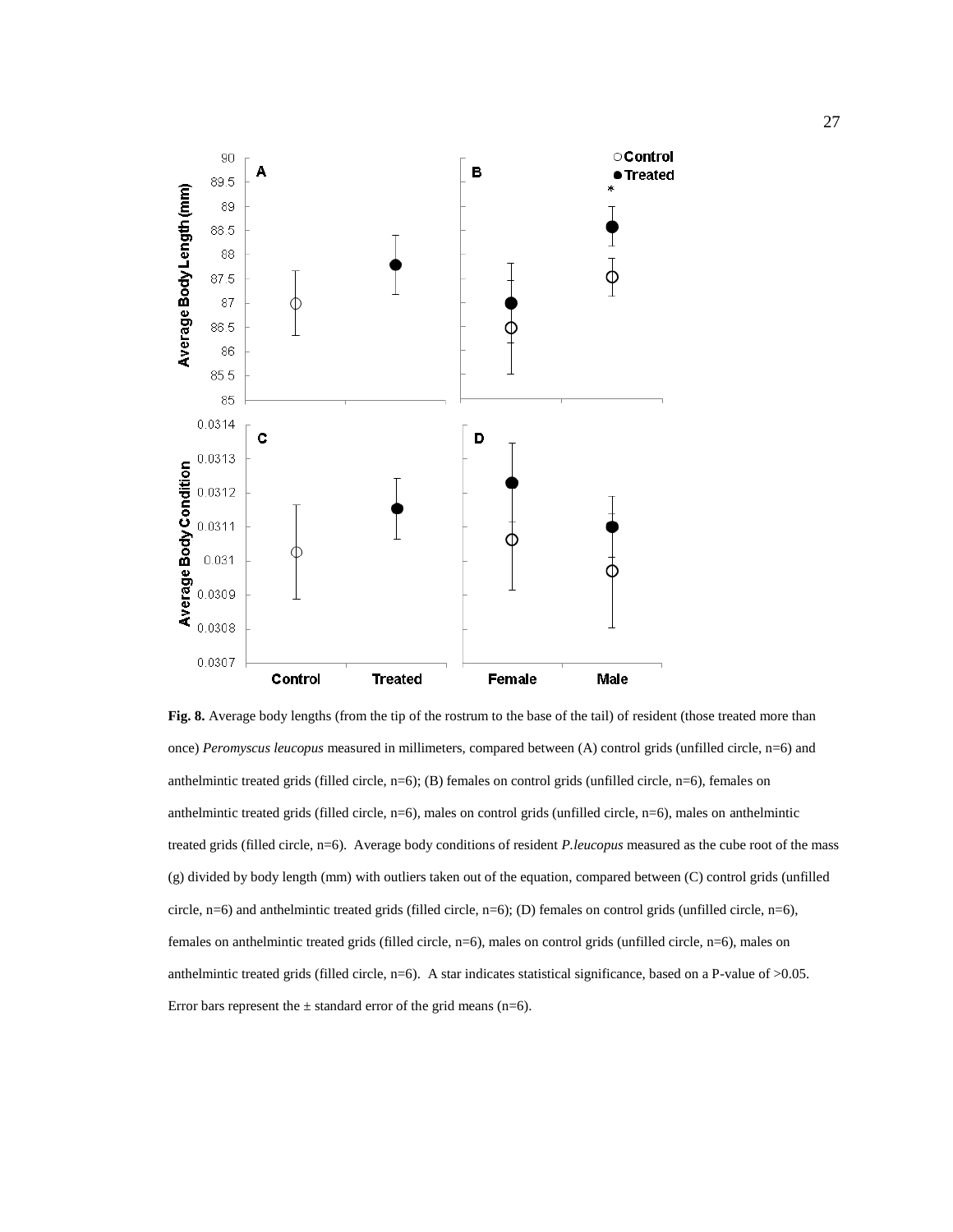**Fig. 8.** Average body lengths (from the tip of the rostrum to the base of the tail) of resident (those treated more than once) *Peromyscus leucopus* measured in millimeters, compared between (A) control grids (unfilled circle, n=6) and anthelmintic treated grids (filled circle, n=6); (B) females on control grids (unfilled circle, n=6), females on anthelmintic treated grids (filled circle, n=6), males on control grids (unfilled circle, n=6), males on anthelmintic treated grids (filled circle, n=6). Average body conditions of resident *P.leucopus* measured as the cube root of the mass (g) divided by body length (mm) with outliers taken out of the equation, compared between (C) control grids (unfilled circle, n=6) and anthelmintic treated grids (filled circle, n=6); (D) females on control grids (unfilled circle, n=6), females on anthelmintic treated grids (filled circle, n=6), males on control grids (unfilled circle, n=6), males on anthelmintic treated grids (filled circle, n=6). A star indicates statistical significance, based on a P-value of >0.05. Error bars represent the ± standard error of the grid means (n=6).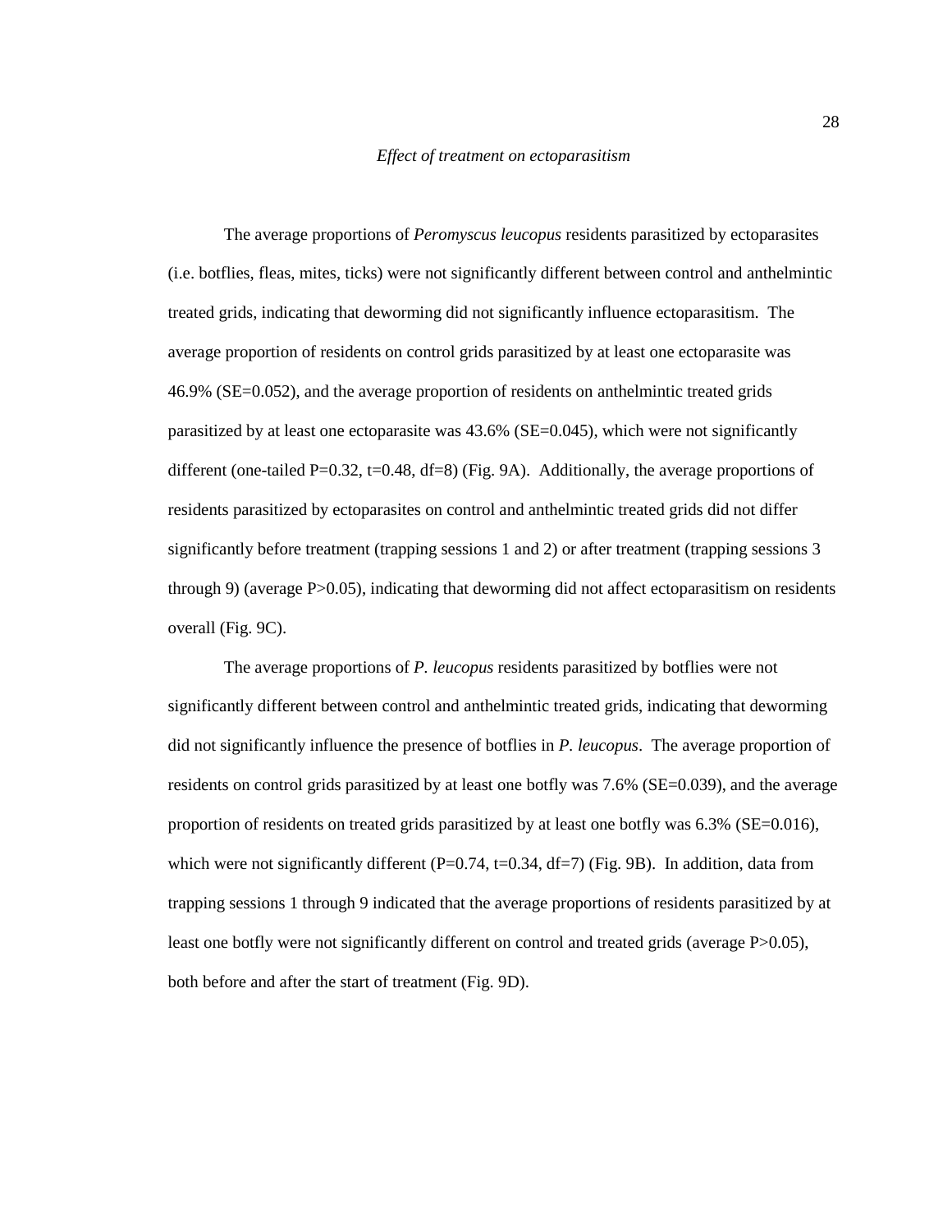### *Effect of treatment on ectoparasitism*

The average proportions of *Peromyscus leucopus* residents parasitized by ectoparasites (i.e. botflies, fleas, mites, ticks) were not significantly different between control and anthelmintic treated grids, indicating that deworming did not significantly influence ectoparasitism. The average proportion of residents on control grids parasitized by at least one ectoparasite was 46.9% (SE=0.052), and the average proportion of residents on anthelmintic treated grids parasitized by at least one ectoparasite was 43.6% (SE=0.045), which were not significantly different (one-tailed $P=0.32$, $t=0.48$, $df=8$) (Fig. 9A). Additionally, the average proportions of residents parasitized by ectoparasites on control and anthelmintic treated grids did not differ significantly before treatment (trapping sessions 1 and 2) or after treatment (trapping sessions 3 through 9) (average $P>0.05$), indicating that deworming did not affect ectoparasitism on residents overall (Fig. 9C).

The average proportions of *P. leucopus* residents parasitized by botflies were not significantly different between control and anthelmintic treated grids, indicating that deworming did not significantly influence the presence of botflies in *P. leucopus*. The average proportion of residents on control grids parasitized by at least one botfly was 7.6% (SE=0.039), and the average proportion of residents on treated grids parasitized by at least one botfly was 6.3% (SE=0.016), which were not significantly different ($P=0.74$, $t=0.34$, $df=7$) (Fig. 9B). In addition, data from trapping sessions 1 through 9 indicated that the average proportions of residents parasitized by at least one botfly were not significantly different on control and treated grids (average $P>0.05$), both before and after the start of treatment (Fig. 9D).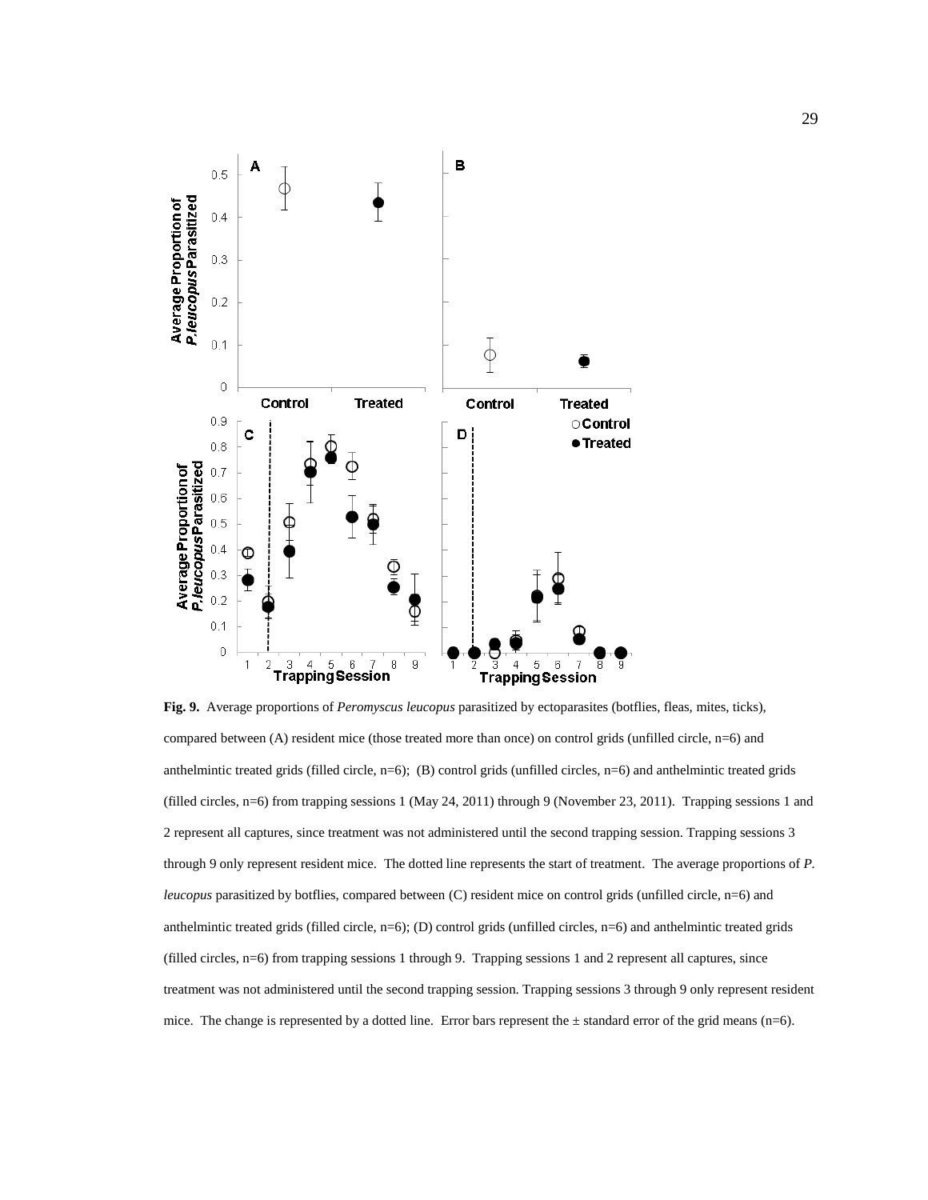**Fig. 9.** Average proportions of *Peromyscus leucopus* parasitized by ectoparasites (botflies, fleas, mites, ticks), compared between (A) resident mice (those treated more than once) on control grids (unfilled circle, n=6) and anthelmintic treated grids (filled circle, n=6); (B) control grids (unfilled circles, n=6) and anthelmintic treated grids (filled circles, n=6) from trapping sessions 1 (May 24, 2011) through 9 (November 23, 2011). Trapping sessions 1 and 2 represent all captures, since treatment was not administered until the second trapping session. Trapping sessions 3 through 9 only represent resident mice. The dotted line represents the start of treatment. The average proportions of *P. leucopus* parasitized by botflies, compared between (C) resident mice on control grids (unfilled circle, n=6) and anthelmintic treated grids (filled circle, n=6); (D) control grids (unfilled circles, n=6) and anthelmintic treated grids (filled circles, n=6) from trapping sessions 1 through 9. Trapping sessions 1 and 2 represent all captures, since treatment was not administered until the second trapping session. Trapping sessions 3 through 9 only represent resident mice. The change is represented by a dotted line. Error bars represent the ± standard error of the grid means (n=6).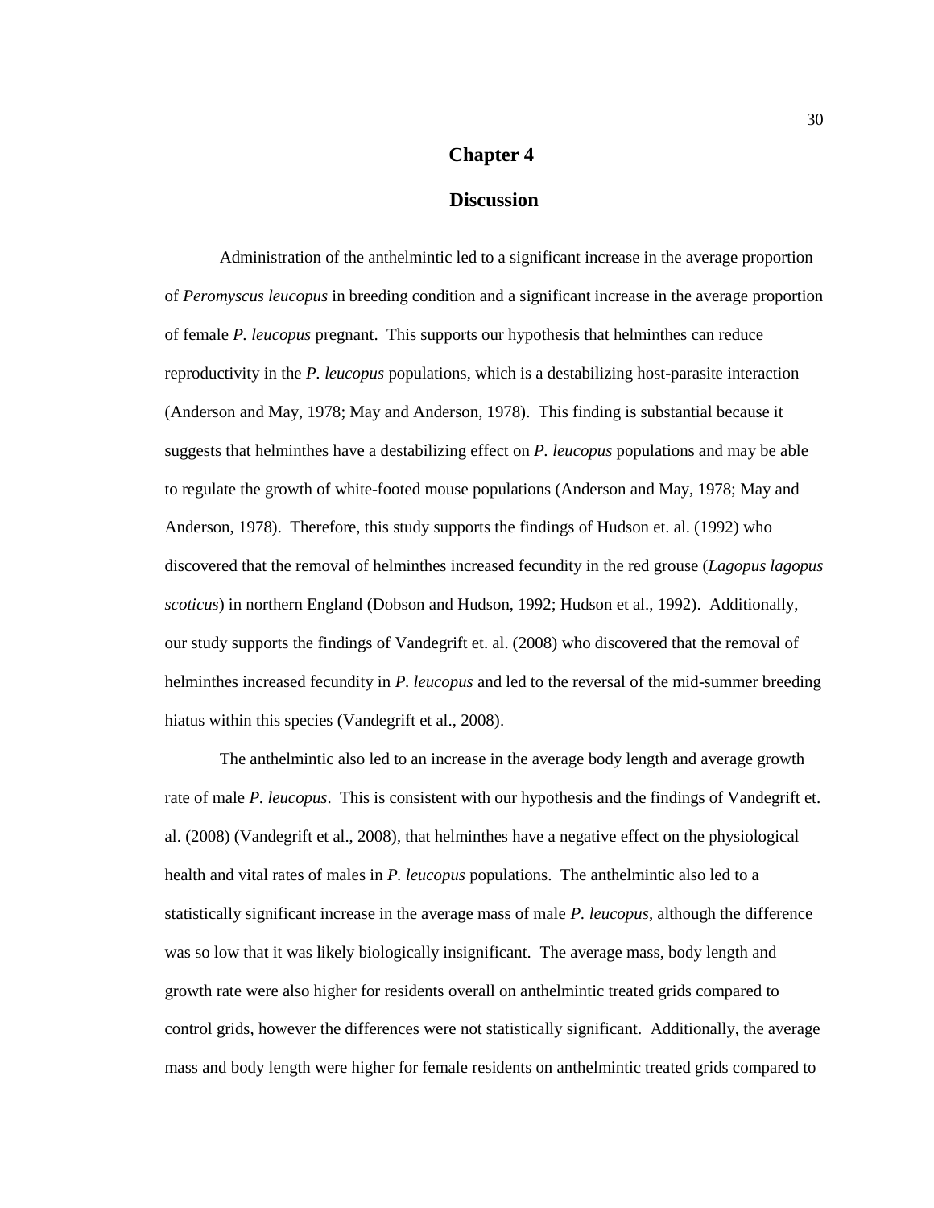# Chapter 4

## Discussion

Administration of the anthelmintic led to a significant increase in the average proportion of *Peromyscus leucopus* in breeding condition and a significant increase in the average proportion of female *P. leucopus* pregnant. This supports our hypothesis that helminthes can reduce reproductivity in the *P. leucopus* populations, which is a destabilizing host-parasite interaction (Anderson and May, 1978; May and Anderson, 1978). This finding is substantial because it suggests that helminthes have a destabilizing effect on *P. leucopus* populations and may be able to regulate the growth of white-footed mouse populations (Anderson and May, 1978; May and Anderson, 1978). Therefore, this study supports the findings of Hudson et. al. (1992) who discovered that the removal of helminthes increased fecundity in the red grouse (*Lagopus lagopus scoticus*) in northern England (Dobson and Hudson, 1992; Hudson et al., 1992). Additionally, our study supports the findings of Vandegrift et. al. (2008) who discovered that the removal of helminthes increased fecundity in *P. leucopus* and led to the reversal of the mid-summer breeding hiatus within this species (Vandegrift et al., 2008).

The anthelmintic also led to an increase in the average body length and average growth rate of male *P. leucopus*. This is consistent with our hypothesis and the findings of Vandegrift et. al. (2008) (Vandegrift et al., 2008), that helminthes have a negative effect on the physiological health and vital rates of males in *P. leucopus* populations. The anthelmintic also led to a statistically significant increase in the average mass of male *P. leucopus*, although the difference was so low that it was likely biologically insignificant. The average mass, body length and growth rate were also higher for residents overall on anthelmintic treated grids compared to control grids, however the differences were not statistically significant. Additionally, the average mass and body length were higher for female residents on anthelmintic treated grids compared to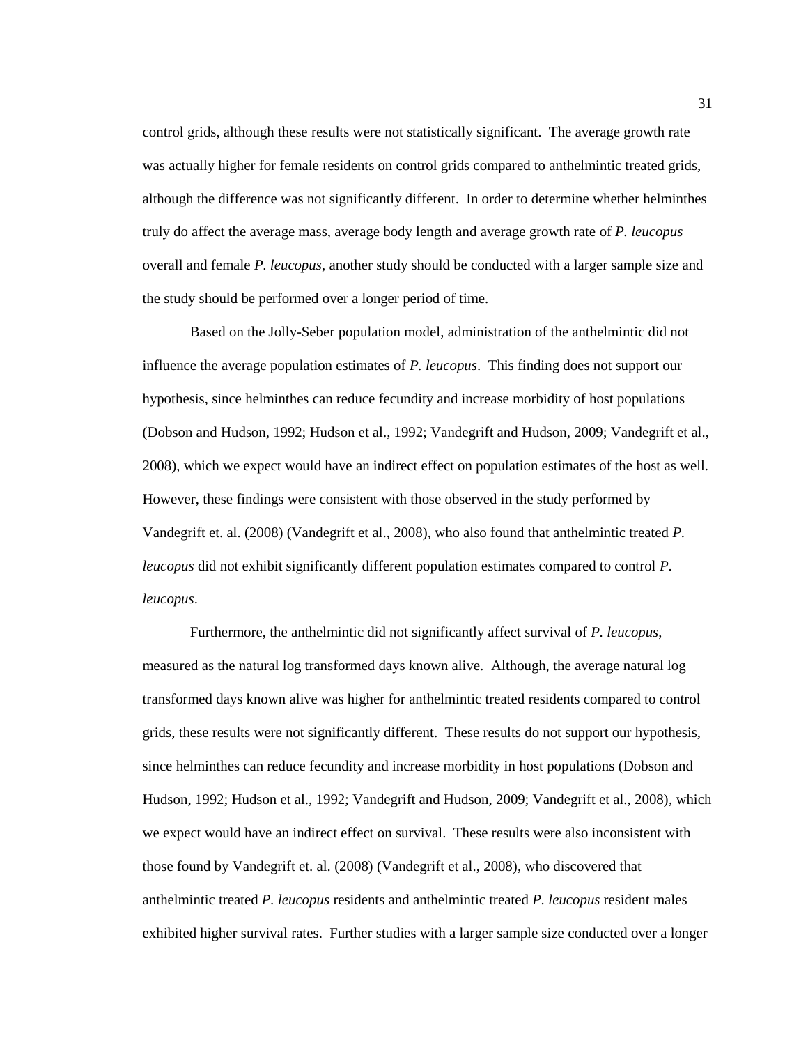control grids, although these results were not statistically significant. The average growth rate was actually higher for female residents on control grids compared to anthelmintic treated grids, although the difference was not significantly different. In order to determine whether helminthes truly do affect the average mass, average body length and average growth rate of *P. leucopus* overall and female *P. leucopus*, another study should be conducted with a larger sample size and the study should be performed over a longer period of time.

Based on the Jolly-Seber population model, administration of the anthelmintic did not influence the average population estimates of *P. leucopus*. This finding does not support our hypothesis, since helminthes can reduce fecundity and increase morbidity of host populations (Dobson and Hudson, 1992; Hudson et al., 1992; Vandegrift and Hudson, 2009; Vandegrift et al., 2008), which we expect would have an indirect effect on population estimates of the host as well. However, these findings were consistent with those observed in the study performed by Vandegrift et. al. (2008) (Vandegrift et al., 2008), who also found that anthelmintic treated *P. leucopus* did not exhibit significantly different population estimates compared to control *P. leucopus*.

Furthermore, the anthelmintic did not significantly affect survival of *P. leucopus*, measured as the natural log transformed days known alive. Although, the average natural log transformed days known alive was higher for anthelmintic treated residents compared to control grids, these results were not significantly different. These results do not support our hypothesis, since helminthes can reduce fecundity and increase morbidity in host populations (Dobson and Hudson, 1992; Hudson et al., 1992; Vandegrift and Hudson, 2009; Vandegrift et al., 2008), which we expect would have an indirect effect on survival. These results were also inconsistent with those found by Vandegrift et. al. (2008) (Vandegrift et al., 2008), who discovered that anthelmintic treated *P. leucopus* residents and anthelmintic treated *P. leucopus* resident males exhibited higher survival rates. Further studies with a larger sample size conducted over a longer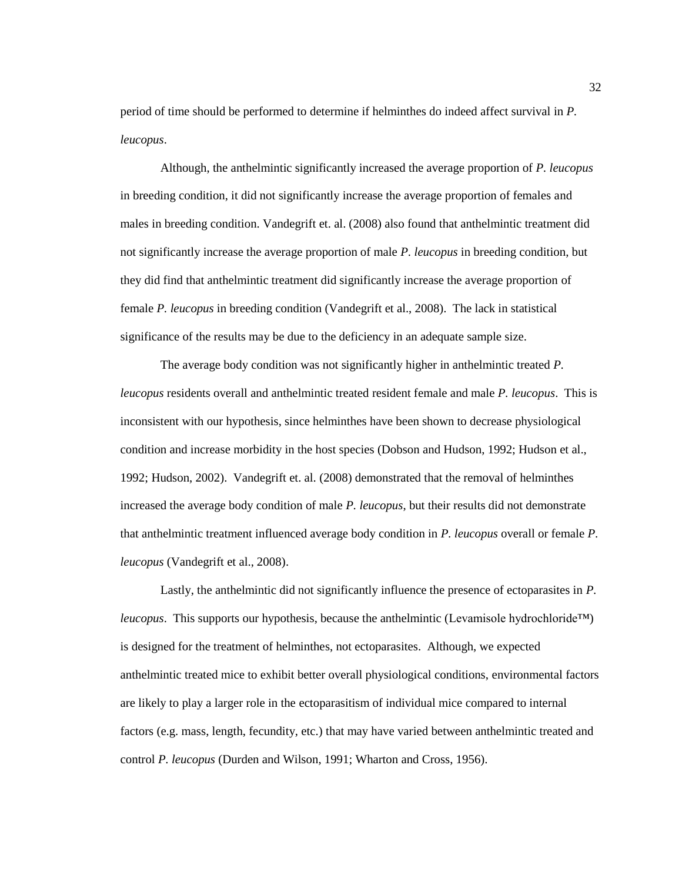period of time should be performed to determine if helminthes do indeed affect survival in *P. leucopus*.

Although, the anthelmintic significantly increased the average proportion of *P. leucopus* in breeding condition, it did not significantly increase the average proportion of females and males in breeding condition. Vandegrift et. al. (2008) also found that anthelmintic treatment did not significantly increase the average proportion of male *P. leucopus* in breeding condition, but they did find that anthelmintic treatment did significantly increase the average proportion of female *P. leucopus* in breeding condition (Vandegrift et al., 2008). The lack in statistical significance of the results may be due to the deficiency in an adequate sample size.

The average body condition was not significantly higher in anthelmintic treated *P. leucopus* residents overall and anthelmintic treated resident female and male *P. leucopus*. This is inconsistent with our hypothesis, since helminthes have been shown to decrease physiological condition and increase morbidity in the host species (Dobson and Hudson, 1992; Hudson et al., 1992; Hudson, 2002). Vandegrift et. al. (2008) demonstrated that the removal of helminthes increased the average body condition of male *P. leucopus*, but their results did not demonstrate that anthelmintic treatment influenced average body condition in *P. leucopus* overall or female *P. leucopus* (Vandegrift et al., 2008).

Lastly, the anthelmintic did not significantly influence the presence of ectoparasites in *P. leucopus*. This supports our hypothesis, because the anthelmintic (Levamisole hydrochloride™) is designed for the treatment of helminthes, not ectoparasites. Although, we expected anthelmintic treated mice to exhibit better overall physiological conditions, environmental factors are likely to play a larger role in the ectoparasitism of individual mice compared to internal factors (e.g. mass, length, fecundity, etc.) that may have varied between anthelmintic treated and control *P. leucopus* (Durden and Wilson, 1991; Wharton and Cross, 1956).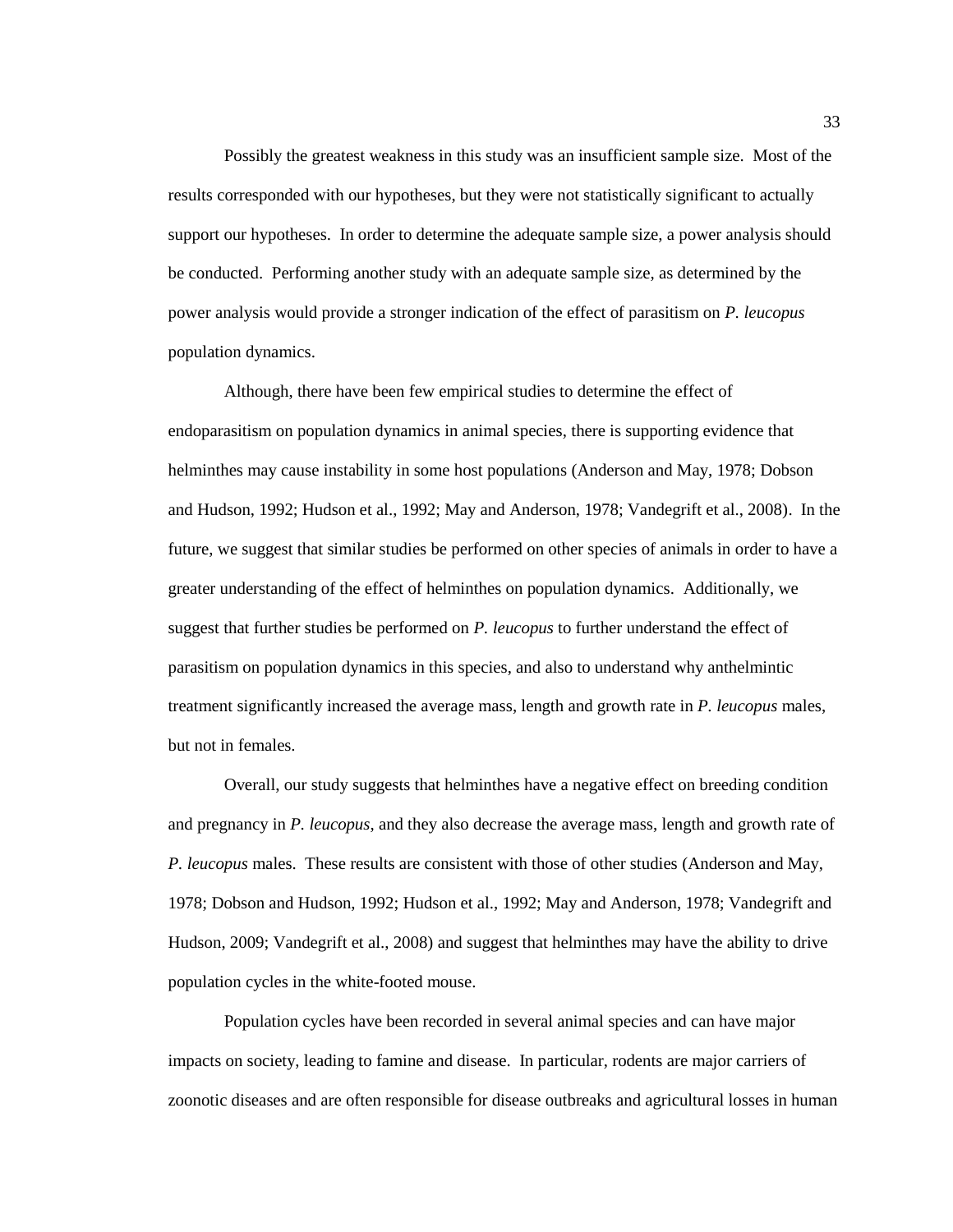Possibly the greatest weakness in this study was an insufficient sample size. Most of the results corresponded with our hypotheses, but they were not statistically significant to actually support our hypotheses. In order to determine the adequate sample size, a power analysis should be conducted. Performing another study with an adequate sample size, as determined by the power analysis would provide a stronger indication of the effect of parasitism on *P. leucopus* population dynamics.

Although, there have been few empirical studies to determine the effect of endoparasitism on population dynamics in animal species, there is supporting evidence that helminthes may cause instability in some host populations (Anderson and May, 1978; Dobson and Hudson, 1992; Hudson et al., 1992; May and Anderson, 1978; Vandegrift et al., 2008). In the future, we suggest that similar studies be performed on other species of animals in order to have a greater understanding of the effect of helminthes on population dynamics. Additionally, we suggest that further studies be performed on *P. leucopus* to further understand the effect of parasitism on population dynamics in this species, and also to understand why anthelmintic treatment significantly increased the average mass, length and growth rate in *P. leucopus* males, but not in females.

Overall, our study suggests that helminthes have a negative effect on breeding condition and pregnancy in *P. leucopus*, and they also decrease the average mass, length and growth rate of *P. leucopus* males. These results are consistent with those of other studies (Anderson and May, 1978; Dobson and Hudson, 1992; Hudson et al., 1992; May and Anderson, 1978; Vandegrift and Hudson, 2009; Vandegrift et al., 2008) and suggest that helminthes may have the ability to drive population cycles in the white-footed mouse.

Population cycles have been recorded in several animal species and can have major impacts on society, leading to famine and disease. In particular, rodents are major carriers of zoonotic diseases and are often responsible for disease outbreaks and agricultural losses in human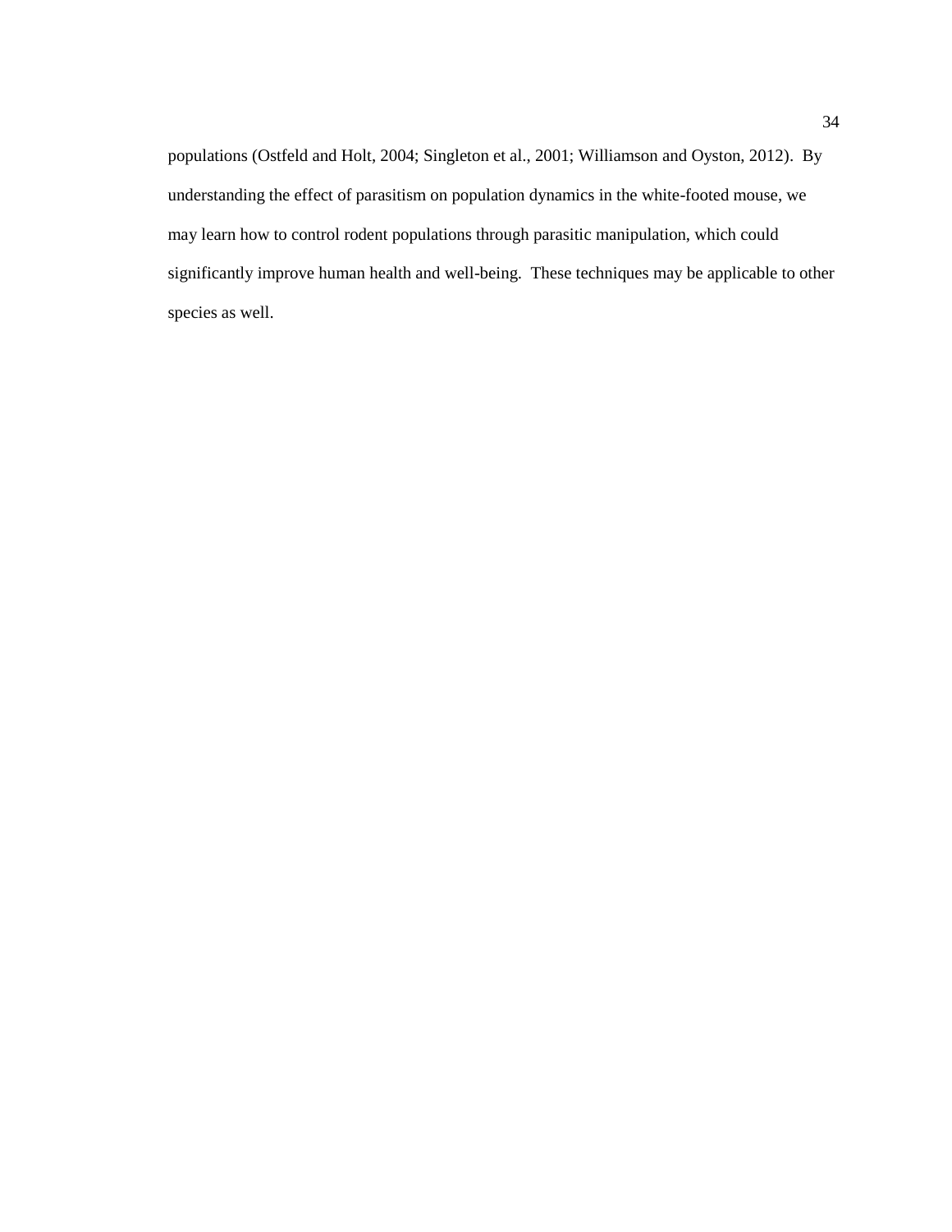populations (Ostfeld and Holt, 2004; Singleton et al., 2001; Williamson and Oyston, 2012). By understanding the effect of parasitism on population dynamics in the white-footed mouse, we may learn how to control rodent populations through parasitic manipulation, which could significantly improve human health and well-being. These techniques may be applicable to other species as well.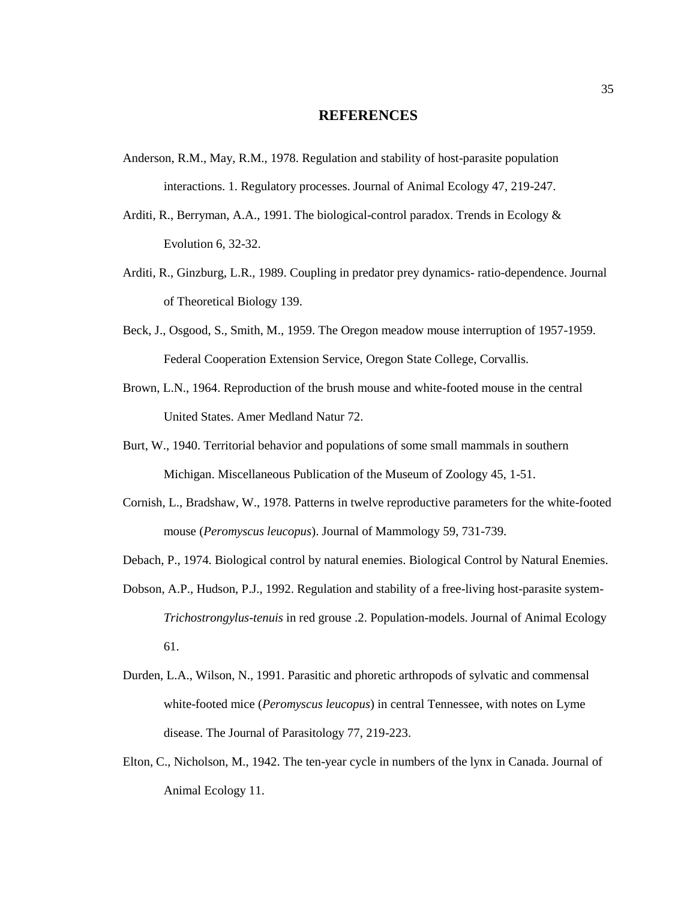# REFERENCES

Anderson, R.M., May, R.M., 1978. Regulation and stability of host-parasite population interactions. 1. Regulatory processes. Journal of Animal Ecology 47, 219-247.

Arditi, R., Berryman, A.A., 1991. The biological-control paradox. Trends in Ecology & Evolution 6, 32-32.

Arditi, R., Ginzburg, L.R., 1989. Coupling in predator prey dynamics- ratio-dependence. Journal of Theoretical Biology 139.

Beck, J., Osgood, S., Smith, M., 1959. The Oregon meadow mouse interruption of 1957-1959. Federal Cooperation Extension Service, Oregon State College, Corvallis.

Brown, L.N., 1964. Reproduction of the brush mouse and white-footed mouse in the central United States. Amer Medland Natur 72.

Burt, W., 1940. Territorial behavior and populations of some small mammals in southern Michigan. Miscellaneous Publication of the Museum of Zoology 45, 1-51.

Cornish, L., Bradshaw, W., 1978. Patterns in twelve reproductive parameters for the white-footed mouse (*Peromyscus leucopus*). Journal of Mammology 59, 731-739.

Debach, P., 1974. Biological control by natural enemies. Biological Control by Natural Enemies.

Dobson, A.P., Hudson, P.J., 1992. Regulation and stability of a free-living host-parasite system- *Trichostrongylus-tenuis* in red grouse .2. Population-models. Journal of Animal Ecology 61.

Durden, L.A., Wilson, N., 1991. Parasitic and phoretic arthropods of sylvatic and commensal white-footed mice (*Peromyscus leucopus*) in central Tennessee, with notes on Lyme disease. The Journal of Parasitology 77, 219-223.

Elton, C., Nicholson, M., 1942. The ten-year cycle in numbers of the lynx in Canada. Journal of Animal Ecology 11.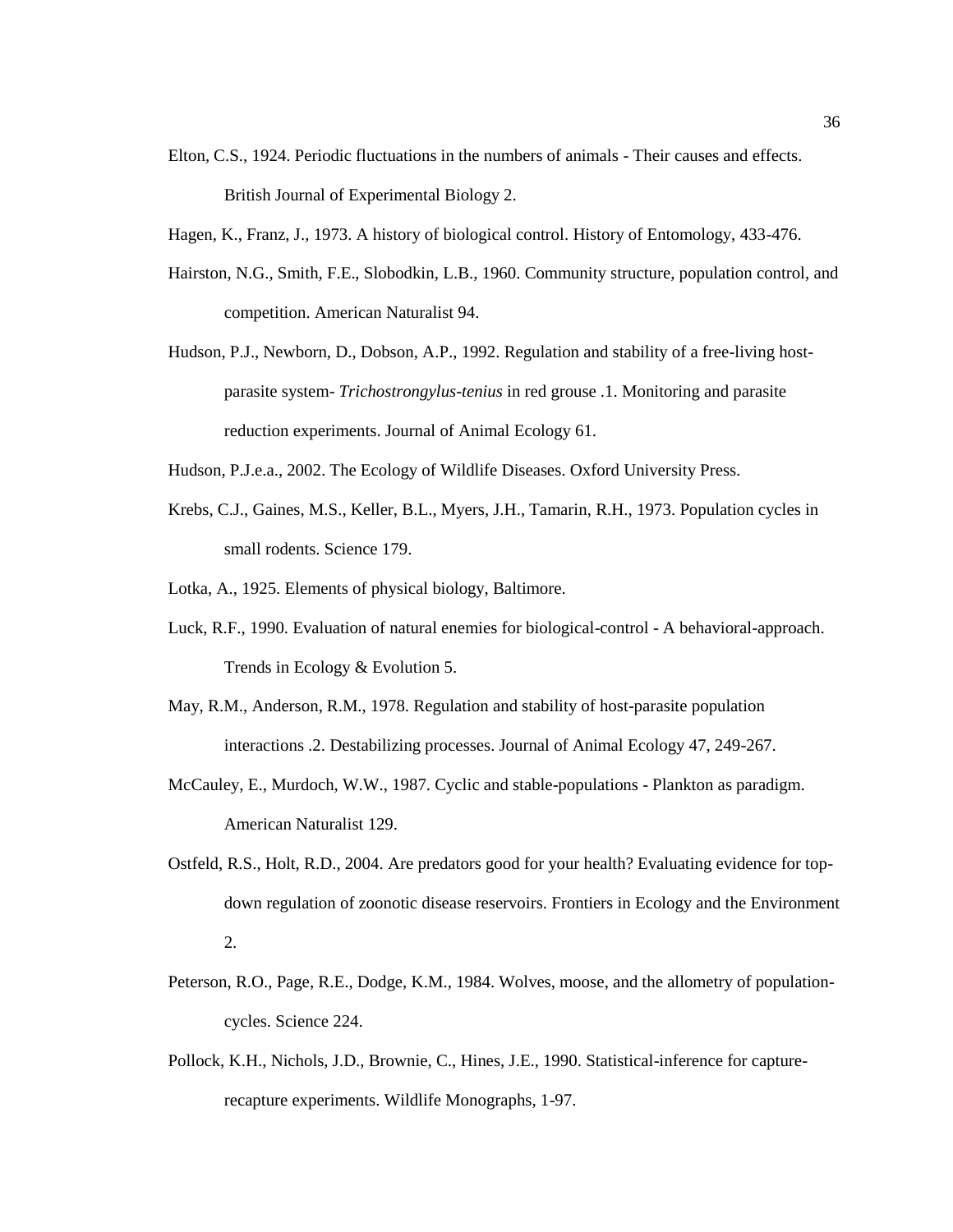Elton, C.S., 1924. Periodic fluctuations in the numbers of animals - Their causes and effects. British Journal of Experimental Biology 2.

Hagen, K., Franz, J., 1973. A history of biological control. History of Entomology, 433-476.

Hairston, N.G., Smith, F.E., Slobodkin, L.B., 1960. Community structure, population control, and competition. American Naturalist 94.

Hudson, P.J., Newborn, D., Dobson, A.P., 1992. Regulation and stability of a free-living host-parasite system- *Trichostrongylus-tenius* in red grouse .1. Monitoring and parasite reduction experiments. Journal of Animal Ecology 61.

Hudson, P.J.e.a., 2002. The Ecology of Wildlife Diseases. Oxford University Press.

Krebs, C.J., Gaines, M.S., Keller, B.L., Myers, J.H., Tamarin, R.H., 1973. Population cycles in small rodents. Science 179.

Lotka, A., 1925. Elements of physical biology, Baltimore.

Luck, R.F., 1990. Evaluation of natural enemies for biological-control - A behavioral-approach. Trends in Ecology & Evolution 5.

May, R.M., Anderson, R.M., 1978. Regulation and stability of host-parasite population interactions .2. Destabilizing processes. Journal of Animal Ecology 47, 249-267.

McCauley, E., Murdoch, W.W., 1987. Cyclic and stable-populations - Plankton as paradigm. American Naturalist 129.

Ostfeld, R.S., Holt, R.D., 2004. Are predators good for your health? Evaluating evidence for top-down regulation of zoonotic disease reservoirs. Frontiers in Ecology and the Environment 2.

Peterson, R.O., Page, R.E., Dodge, K.M., 1984. Wolves, moose, and the allometry of population-cycles. Science 224.

Pollock, K.H., Nichols, J.D., Brownie, C., Hines, J.E., 1990. Statistical-inference for capture-recapture experiments. Wildlife Monographs, 1-97.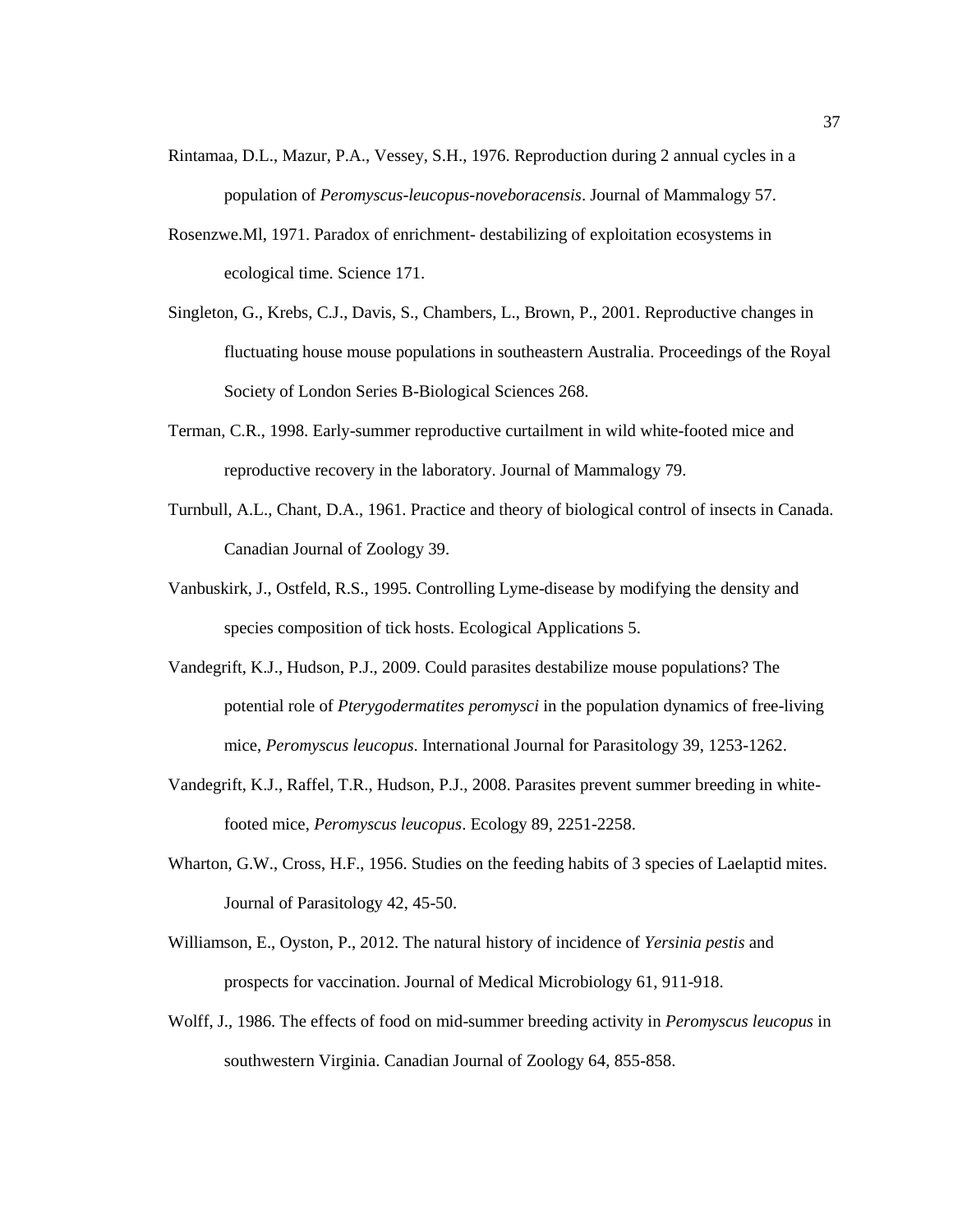Rintamaa, D.L., Mazur, P.A., Vessey, S.H., 1976. Reproduction during 2 annual cycles in a population of *Peromyscus-leucopus-noveboracensis*. Journal of Mammalogy 57.

Rosenzwe.Ml, 1971. Paradox of enrichment- destabilizing of exploitation ecosystems in ecological time. Science 171.

Singleton, G., Krebs, C.J., Davis, S., Chambers, L., Brown, P., 2001. Reproductive changes in fluctuating house mouse populations in southeastern Australia. Proceedings of the Royal Society of London Series B-Biological Sciences 268.

Terman, C.R., 1998. Early-summer reproductive curtailment in wild white-footed mice and reproductive recovery in the laboratory. Journal of Mammalogy 79.

Turnbull, A.L., Chant, D.A., 1961. Practice and theory of biological control of insects in Canada. Canadian Journal of Zoology 39.

Vanbuskirk, J., Ostfeld, R.S., 1995. Controlling Lyme-disease by modifying the density and species composition of tick hosts. Ecological Applications 5.

Vandegrift, K.J., Hudson, P.J., 2009. Could parasites destabilize mouse populations? The potential role of *Pterygodermatites peromysci* in the population dynamics of free-living mice, *Peromyscus leucopus*. International Journal for Parasitology 39, 1253-1262.

Vandegrift, K.J., Raffel, T.R., Hudson, P.J., 2008. Parasites prevent summer breeding in white-footed mice, *Peromyscus leucopus*. Ecology 89, 2251-2258.

Wharton, G.W., Cross, H.F., 1956. Studies on the feeding habits of 3 species of Laelaptid mites. Journal of Parasitology 42, 45-50.

Williamson, E., Oyston, P., 2012. The natural history of incidence of *Yersinia pestis* and prospects for vaccination. Journal of Medical Microbiology 61, 911-918.

Wolff, J., 1986. The effects of food on mid-summer breeding activity in *Peromyscus leucopus* in southwestern Virginia. Canadian Journal of Zoology 64, 855-858.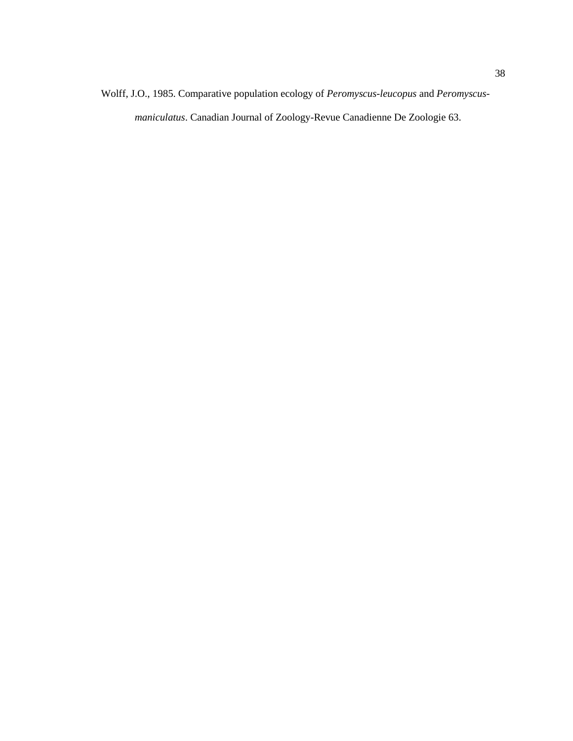Wolff, J.O., 1985. Comparative population ecology of *Peromyscus-leucopus* and *Peromyscus-maniculatus*. Canadian Journal of Zoology-Revue Canadienne De Zoologie 63.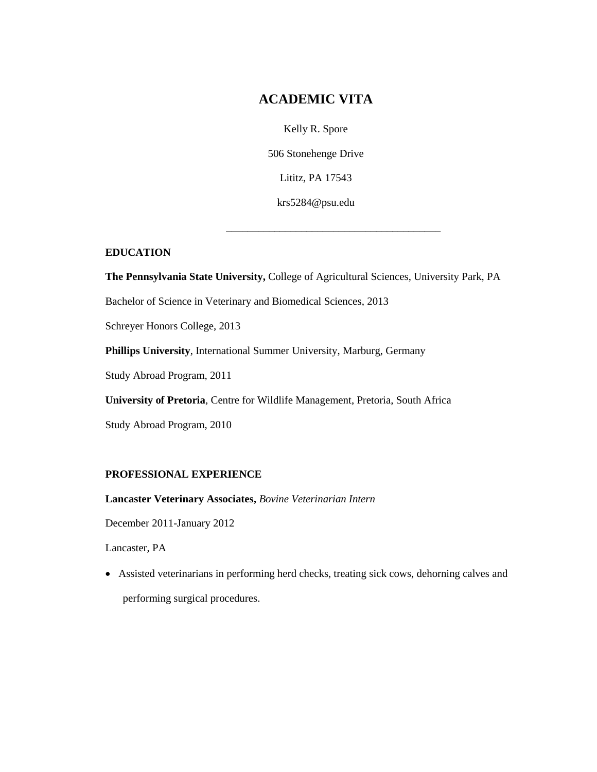# ACADEMIC VITA

Kelly R. Spore

506 Stonehenge Drive

Lititz, PA 17543

krs5284@psu.edu

---

## EDUCATION

**The Pennsylvania State University,** College of Agricultural Sciences, University Park, PA

Bachelor of Science in Veterinary and Biomedical Sciences, 2013

Schreyer Honors College, 2013

**Phillips University**, International Summer University, Marburg, Germany

Study Abroad Program, 2011

**University of Pretoria**, Centre for Wildlife Management, Pretoria, South Africa

Study Abroad Program, 2010

## PROFESSIONAL EXPERIENCE

**Lancaster Veterinary Associates,** *Bovine Veterinarian Intern*

December 2011-January 2012

Lancaster, PA

- Assisted veterinarians in performing herd checks, treating sick cows, dehorning calves and performing surgical procedures.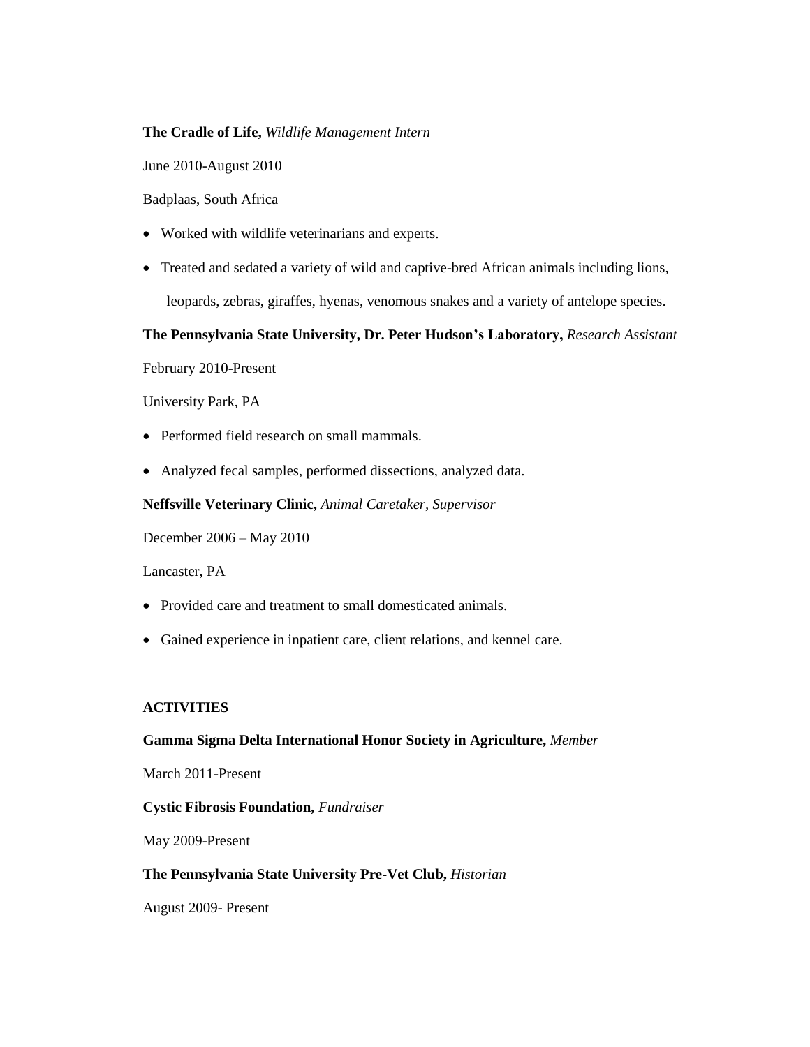**The Cradle of Life,** *Wildlife Management Intern*

June 2010-August 2010

Badplaas, South Africa

- Worked with wildlife veterinarians and experts.
- Treated and sedated a variety of wild and captive-bred African animals including lions, leopards, zebras, giraffes, hyenas, venomous snakes and a variety of antelope species.

**The Pennsylvania State University, Dr. Peter Hudson's Laboratory,** *Research Assistant*

February 2010-Present

University Park, PA

- Performed field research on small mammals.
- Analyzed fecal samples, performed dissections, analyzed data.

**Neffsville Veterinary Clinic,** *Animal Caretaker, Supervisor*

December 2006 – May 2010

Lancaster, PA

- Provided care and treatment to small domesticated animals.
- Gained experience in inpatient care, client relations, and kennel care.

**ACTIVITIES**

**Gamma Sigma Delta International Honor Society in Agriculture,** *Member*

March 2011-Present

**Cystic Fibrosis Foundation,** *Fundraiser*

May 2009-Present

**The Pennsylvania State University Pre-Vet Club,** *Historian*

August 2009- Present